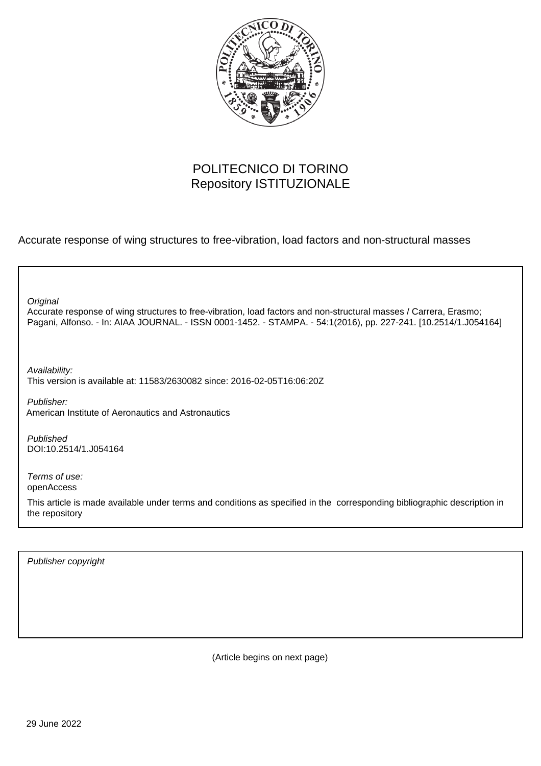POLITECNICO DI TORINO
Repository ISTITUZIONALE

Accurate response of wing structures to free-vibration, load factors and non-structural masses

*Original*
Accurate response of wing structures to free-vibration, load factors and non-structural masses / Carrera, Erasmo; Pagani, Alfonso. - In: AIAA JOURNAL. - ISSN 0001-1452. - STAMPA. - 54:1(2016), pp. 227-241. [10.2514/1.J054164]

*Availability:*
This version is available at: 11583/2630082 since: 2016-02-05T16:06:20Z

*Publisher:*
American Institute of Aeronautics and Astronautics

*Published*
DOI:10.2514/1.J054164

*Terms of use:*
openAccess

This article is made available under terms and conditions as specified in the corresponding bibliographic description in the repository

*Publisher copyright*

(Article begins on next page)

29 June 2022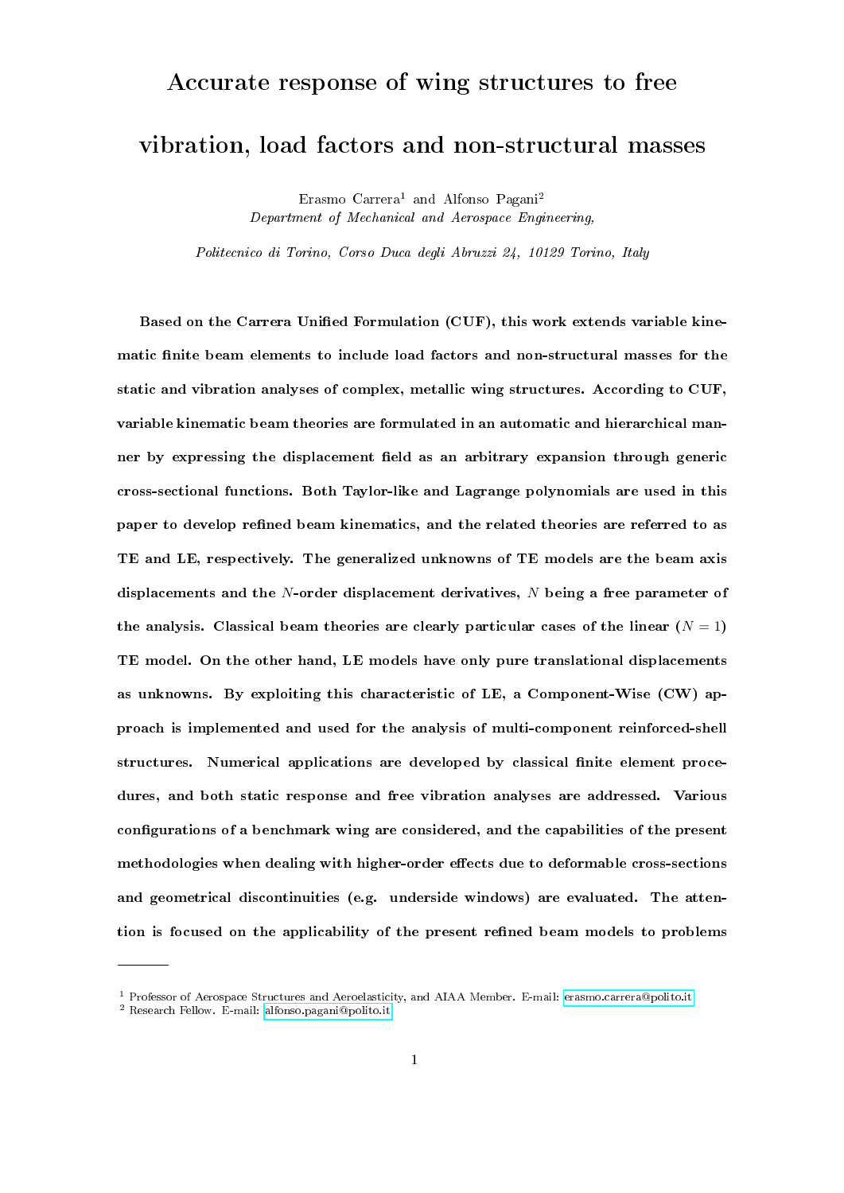# Accurate response of wing structures to free vibration, load factors and non-structural masses

Erasmo Carrera[1] and Alfonso Pagani[2]
*Department of Mechanical and Aerospace Engineering,*

*Politecnico di Torino, Corso Duca degli Abruzzi 24, 10129 Torino, Italy*

**Based on the Carrera Unified Formulation (CUF), this work extends variable kinematic finite beam elements to include load factors and non-structural masses for the static and vibration analyses of complex, metallic wing structures. According to CUF, variable kinematic beam theories are formulated in an automatic and hierarchical manner by expressing the displacement field as an arbitrary expansion through generic cross-sectional functions. Both Taylor-like and Lagrange polynomials are used in this paper to develop refined beam kinematics, and the related theories are referred to as TE and LE, respectively. The generalized unknowns of TE models are the beam axis displacements and the $N$-order displacement derivatives, $N$ being a free parameter of the analysis. Classical beam theories are clearly particular cases of the linear ($N = 1$) TE model. On the other hand, LE models have only pure translational displacements as unknowns. By exploiting this characteristic of LE, a Component-Wise (CW) approach is implemented and used for the analysis of multi-component reinforced-shell structures. Numerical applications are developed by classical finite element procedures, and both static response and free vibration analyses are addressed. Various configurations of a benchmark wing are considered, and the capabilities of the present methodologies when dealing with higher-order effects due to deformable cross-sections and geometrical discontinuities (e.g. underside windows) are evaluated. The attention is focused on the applicability of the present refined beam models to problems**

---

[1] Professor of Aerospace Structures and Aeroelasticity, and AIAA Member. E-mail: erasmo.carrera@polito.it
[2] Research Fellow. E-mail: alfonso.pagani@polito.it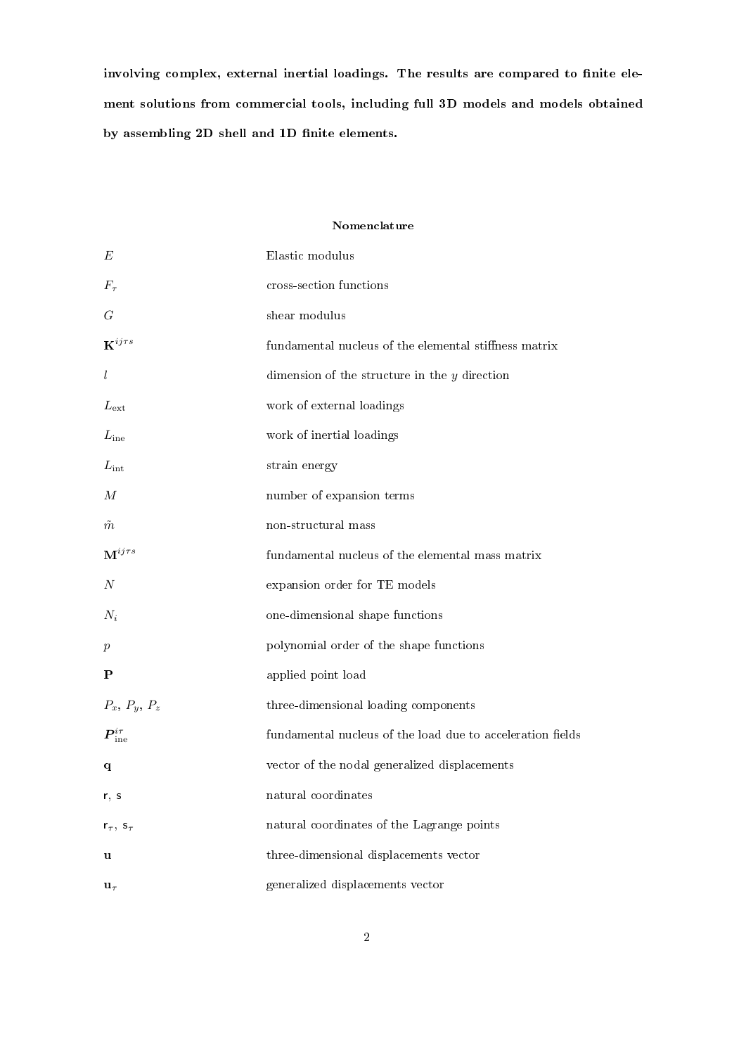**involving complex, external inertial loadings. The results are compared to finite element solutions from commercial tools, including full 3D models and models obtained by assembling 2D shell and 1D finite elements.**

## Nomenclature

| | |
|---|---|
| $E$ | Elastic modulus |
| $F_\tau$ | cross-section functions |
| $G$ | shear modulus |
| $\mathbf{K}^{ij\tau s}$ | fundamental nucleus of the elemental stiffness matrix |
| $l$ | dimension of the structure in the $y$ direction |
| $L_{\text{ext}}$ | work of external loadings |
| $L_{\text{ine}}$ | work of inertial loadings |
| $L_{\text{int}}$ | strain energy |
| $M$ | number of expansion terms |
| $\tilde{m}$ | non-structural mass |
| $\mathbf{M}^{ij\tau s}$ | fundamental nucleus of the elemental mass matrix |
| $N$ | expansion order for TE models |
| $N_i$ | one-dimensional shape functions |
| $p$ | polynomial order of the shape functions |
| $\mathbf{P}$ | applied point load |
| $P_x$, $P_y$, $P_z$ | three-dimensional loading components |
| $\boldsymbol{P}_{\text{ine}}^{i\tau}$ | fundamental nucleus of the load due to acceleration fields |
| $\mathbf{q}$ | vector of the nodal generalized displacements |
| $\mathsf{r}$, $\mathsf{s}$ | natural coordinates |
| $\mathsf{r}_\tau$, $\mathsf{s}_\tau$ | natural coordinates of the Lagrange points |
| $\mathbf{u}$ | three-dimensional displacements vector |
| $\mathbf{u}_\tau$ | generalized displacements vector |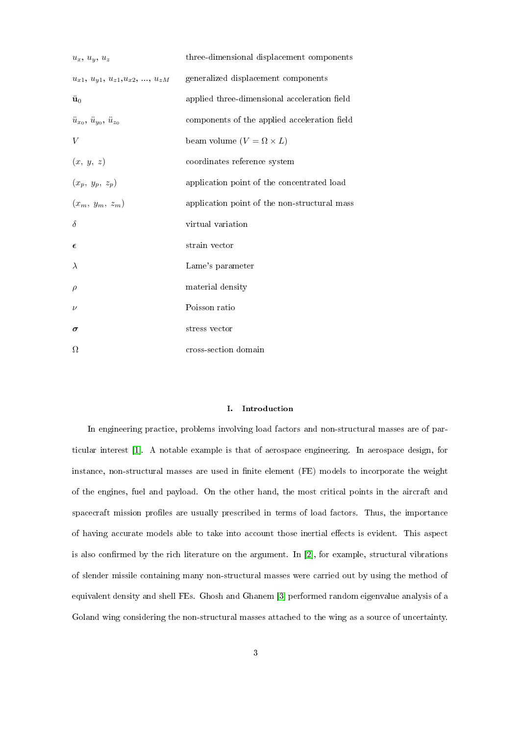| | |
|---|---|
| $u_x$, $u_y$, $u_z$ | three-dimensional displacement components |
| $u_{x1}$, $u_{y1}$, $u_{z1}$,$u_{x2}$, ..., $u_{zM}$ | generalized displacement components |
| $\ddot{\mathbf{u}}_0$ | applied three-dimensional acceleration field |
| $\ddot{u}_{x_0}$, $\ddot{u}_{y_0}$, $\ddot{u}_{z_0}$ | components of the applied acceleration field |
| $V$ | beam volume ($V = \Omega \times L$) |
| $(x,\ y,\ z)$ | coordinates reference system |
| $(x_p,\ y_p,\ z_p)$ | application point of the concentrated load |
| $(x_m,\ y_m,\ z_m)$ | application point of the non-structural mass |
| $\delta$ | virtual variation |
| $\boldsymbol{\epsilon}$ | strain vector |
| $\lambda$ | Lame's parameter |
| $\rho$ | material density |
| $\nu$ | Poisson ratio |
| $\boldsymbol{\sigma}$ | stress vector |
| $\Omega$ | cross-section domain |

## I. Introduction

In engineering practice, problems involving load factors and non-structural masses are of particular interest [1]. A notable example is that of aerospace engineering. In aerospace design, for instance, non-structural masses are used in finite element (FE) models to incorporate the weight of the engines, fuel and payload. On the other hand, the most critical points in the aircraft and spacecraft mission profiles are usually prescribed in terms of load factors. Thus, the importance of having accurate models able to take into account those inertial effects is evident. This aspect is also confirmed by the rich literature on the argument. In [2], for example, structural vibrations of slender missile containing many non-structural masses were carried out by using the method of equivalent density and shell FEs. Ghosh and Ghanem [3] performed random eigenvalue analysis of a Goland wing considering the non-structural masses attached to the wing as a source of uncertainty.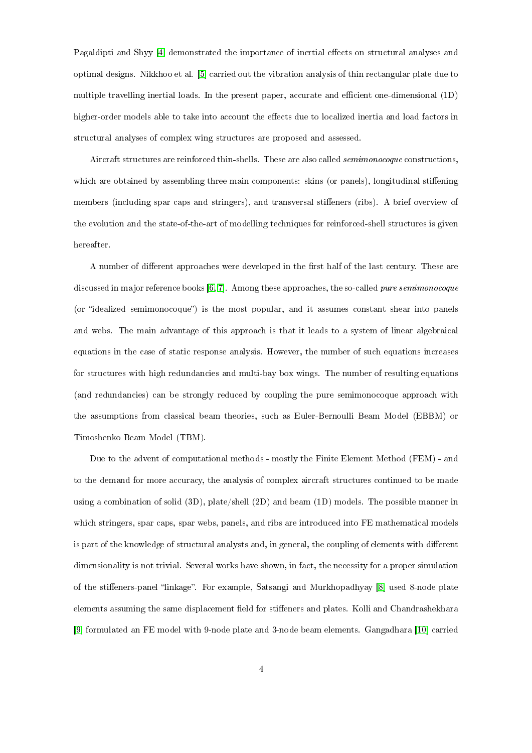Pagaldipti and Shyy [4] demonstrated the importance of inertial effects on structural analyses and optimal designs. Nikkhoo et al. [5] carried out the vibration analysis of thin rectangular plate due to multiple travelling inertial loads. In the present paper, accurate and efficient one-dimensional (1D) higher-order models able to take into account the effects due to localized inertia and load factors in structural analyses of complex wing structures are proposed and assessed.

Aircraft structures are reinforced thin-shells. These are also called *semimonocoque* constructions, which are obtained by assembling three main components: skins (or panels), longitudinal stiffening members (including spar caps and stringers), and transversal stiffeners (ribs). A brief overview of the evolution and the state-of-the-art of modelling techniques for reinforced-shell structures is given hereafter.

A number of different approaches were developed in the first half of the last century. These are discussed in major reference books [6, 7]. Among these approaches, the so-called *pure semimonocoque* (or "idealized semimonocoque") is the most popular, and it assumes constant shear into panels and webs. The main advantage of this approach is that it leads to a system of linear algebraical equations in the case of static response analysis. However, the number of such equations increases for structures with high redundancies and multi-bay box wings. The number of resulting equations (and redundancies) can be strongly reduced by coupling the pure semimonocoque approach with the assumptions from classical beam theories, such as Euler-Bernoulli Beam Model (EBBM) or Timoshenko Beam Model (TBM).

Due to the advent of computational methods - mostly the Finite Element Method (FEM) - and to the demand for more accuracy, the analysis of complex aircraft structures continued to be made using a combination of solid (3D), plate/shell (2D) and beam (1D) models. The possible manner in which stringers, spar caps, spar webs, panels, and ribs are introduced into FE mathematical models is part of the knowledge of structural analysts and, in general, the coupling of elements with different dimensionality is not trivial. Several works have shown, in fact, the necessity for a proper simulation of the stiffeners-panel "linkage". For example, Satsangi and Murkhopadhyay [8] used 8-node plate elements assuming the same displacement field for stiffeners and plates. Kolli and Chandrashekhara [9] formulated an FE model with 9-node plate and 3-node beam elements. Gangadhara [10] carried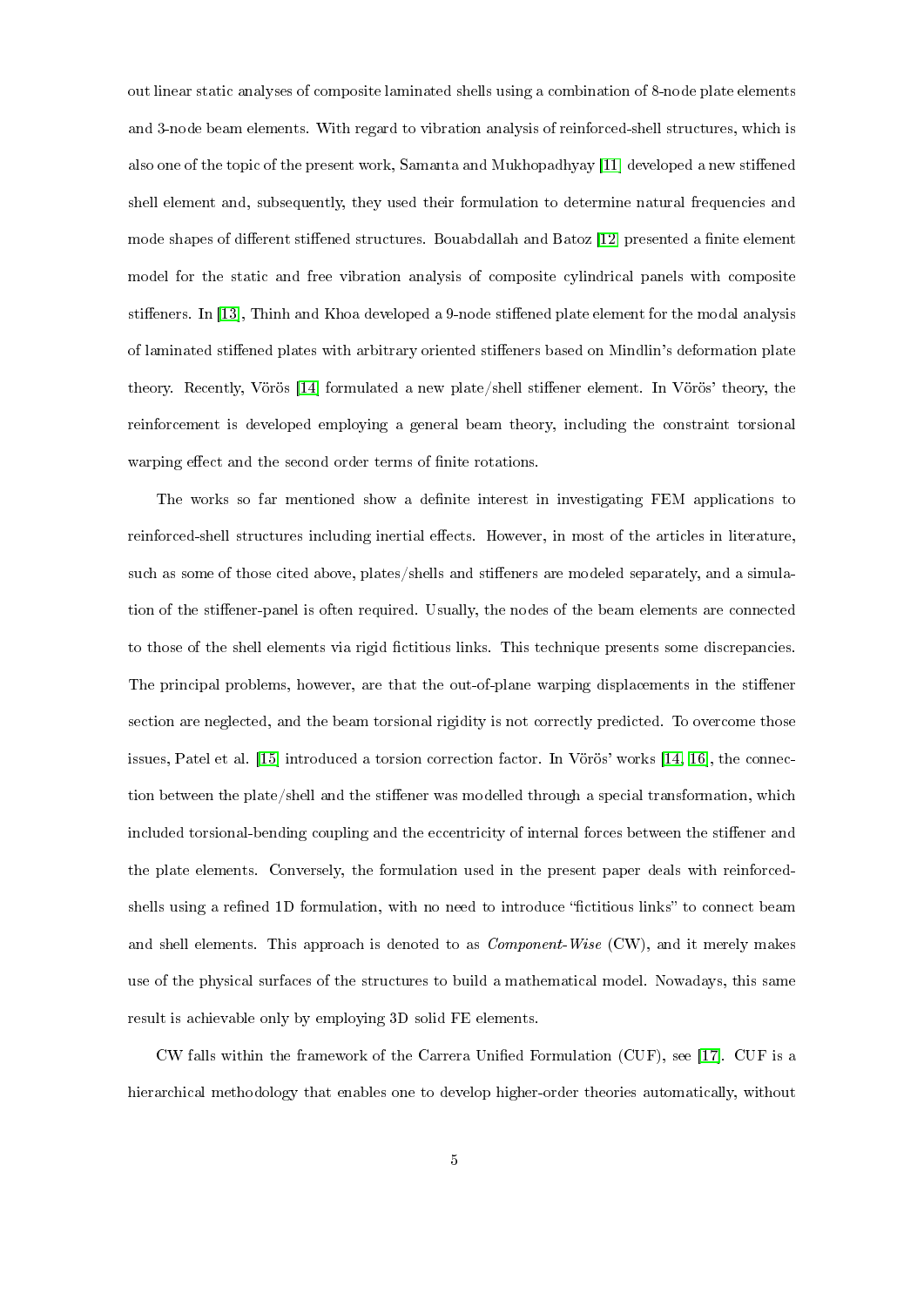out linear static analyses of composite laminated shells using a combination of 8-node plate elements and 3-node beam elements. With regard to vibration analysis of reinforced-shell structures, which is also one of the topic of the present work, Samanta and Mukhopadhyay [11] developed a new stiffened shell element and, subsequently, they used their formulation to determine natural frequencies and mode shapes of different stiffened structures. Bouabdallah and Batoz [12] presented a finite element model for the static and free vibration analysis of composite cylindrical panels with composite stiffeners. In [13], Thinh and Khoa developed a 9-node stiffened plate element for the modal analysis of laminated stiffened plates with arbitrary oriented stiffeners based on Mindlin's deformation plate theory. Recently, Vörös [14] formulated a new plate/shell stiffener element. In Vörös' theory, the reinforcement is developed employing a general beam theory, including the constraint torsional warping effect and the second order terms of finite rotations.

The works so far mentioned show a definite interest in investigating FEM applications to reinforced-shell structures including inertial effects. However, in most of the articles in literature, such as some of those cited above, plates/shells and stiffeners are modeled separately, and a simulation of the stiffener-panel is often required. Usually, the nodes of the beam elements are connected to those of the shell elements via rigid fictitious links. This technique presents some discrepancies. The principal problems, however, are that the out-of-plane warping displacements in the stiffener section are neglected, and the beam torsional rigidity is not correctly predicted. To overcome those issues, Patel et al. [15] introduced a torsion correction factor. In Vörös' works [14, 16], the connection between the plate/shell and the stiffener was modelled through a special transformation, which included torsional-bending coupling and the eccentricity of internal forces between the stiffener and the plate elements. Conversely, the formulation used in the present paper deals with reinforced-shells using a refined 1D formulation, with no need to introduce "fictitious links" to connect beam and shell elements. This approach is denoted to as *Component-Wise* (CW), and it merely makes use of the physical surfaces of the structures to build a mathematical model. Nowadays, this same result is achievable only by employing 3D solid FE elements.

CW falls within the framework of the Carrera Unified Formulation (CUF), see [17]. CUF is a hierarchical methodology that enables one to develop higher-order theories automatically, without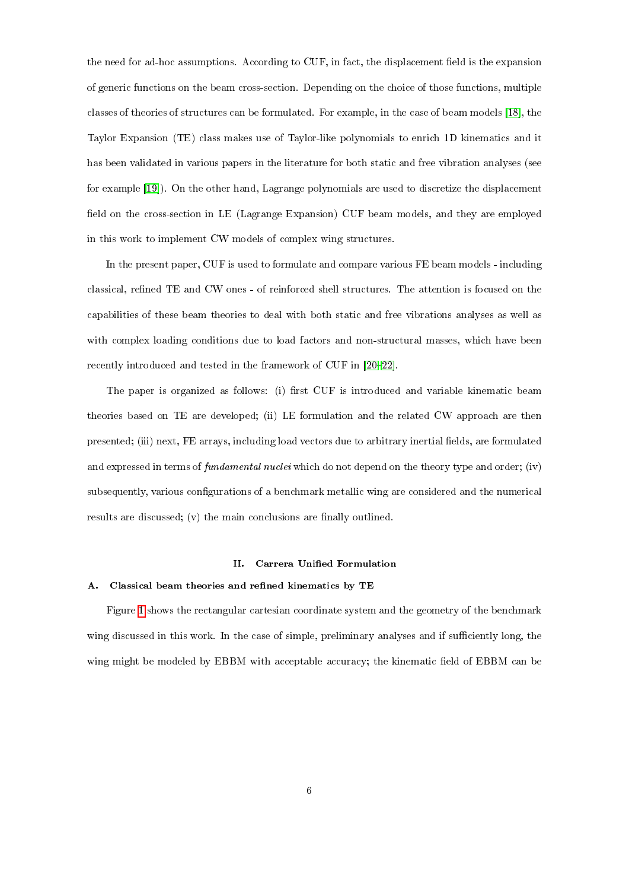the need for ad-hoc assumptions. According to CUF, in fact, the displacement field is the expansion of generic functions on the beam cross-section. Depending on the choice of those functions, multiple classes of theories of structures can be formulated. For example, in the case of beam models [18], the Taylor Expansion (TE) class makes use of Taylor-like polynomials to enrich 1D kinematics and it has been validated in various papers in the literature for both static and free vibration analyses (see for example [19]). On the other hand, Lagrange polynomials are used to discretize the displacement field on the cross-section in LE (Lagrange Expansion) CUF beam models, and they are employed in this work to implement CW models of complex wing structures.

In the present paper, CUF is used to formulate and compare various FE beam models - including classical, refined TE and CW ones - of reinforced shell structures. The attention is focused on the capabilities of these beam theories to deal with both static and free vibrations analyses as well as with complex loading conditions due to load factors and non-structural masses, which have been recently introduced and tested in the framework of CUF in [20–22].

The paper is organized as follows: (i) first CUF is introduced and variable kinematic beam theories based on TE are developed; (ii) LE formulation and the related CW approach are then presented; (iii) next, FE arrays, including load vectors due to arbitrary inertial fields, are formulated and expressed in terms of *fundamental nuclei* which do not depend on the theory type and order; (iv) subsequently, various configurations of a benchmark metallic wing are considered and the numerical results are discussed; (v) the main conclusions are finally outlined.

## II. Carrera Unified Formulation

### A. Classical beam theories and refined kinematics by TE

Figure 1 shows the rectangular cartesian coordinate system and the geometry of the benchmark wing discussed in this work. In the case of simple, preliminary analyses and if sufficiently long, the wing might be modeled by EBBM with acceptable accuracy; the kinematic field of EBBM can be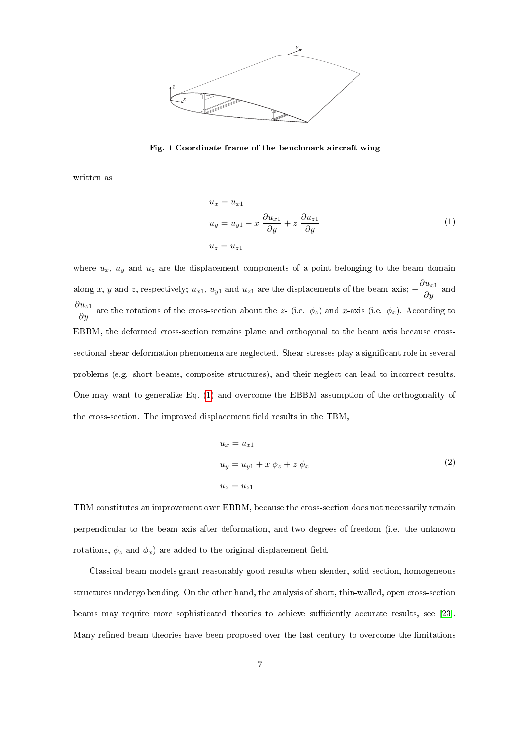**Fig. 1 Coordinate frame of the benchmark aircraft wing**

written as

$$
\begin{aligned}
u_x &= u_{x1} \\
u_y &= u_{y1} - x\,\frac{\partial u_{x1}}{\partial y} + z\,\frac{\partial u_{z1}}{\partial y} \\
u_z &= u_{z1}
\end{aligned}
\tag{1}
$$

where $u_x$, $u_y$ and $u_z$ are the displacement components of a point belonging to the beam domain along $x$, $y$ and $z$, respectively; $u_{x1}$, $u_{y1}$ and $u_{z1}$ are the displacements of the beam axis; $-\dfrac{\partial u_{x1}}{\partial y}$ and $\dfrac{\partial u_{z1}}{\partial y}$ are the rotations of the cross-section about the $z$- (i.e. $\phi_z$) and $x$-axis (i.e. $\phi_x$). According to EBBM, the deformed cross-section remains plane and orthogonal to the beam axis because cross-sectional shear deformation phenomena are neglected. Shear stresses play a significant role in several problems (e.g. short beams, composite structures), and their neglect can lead to incorrect results. One may want to generalize Eq. (1) and overcome the EBBM assumption of the orthogonality of the cross-section. The improved displacement field results in the TBM,

$$
\begin{aligned}
u_x &= u_{x1} \\
u_y &= u_{y1} + x\,\phi_z + z\,\phi_x \\
u_z &= u_{z1}
\end{aligned}
\tag{2}
$$

TBM constitutes an improvement over EBBM, because the cross-section does not necessarily remain perpendicular to the beam axis after deformation, and two degrees of freedom (i.e. the unknown rotations, $\phi_z$ and $\phi_x$) are added to the original displacement field.

Classical beam models grant reasonably good results when slender, solid section, homogeneous structures undergo bending. On the other hand, the analysis of short, thin-walled, open cross-section beams may require more sophisticated theories to achieve sufficiently accurate results, see [23]. Many refined beam theories have been proposed over the last century to overcome the limitations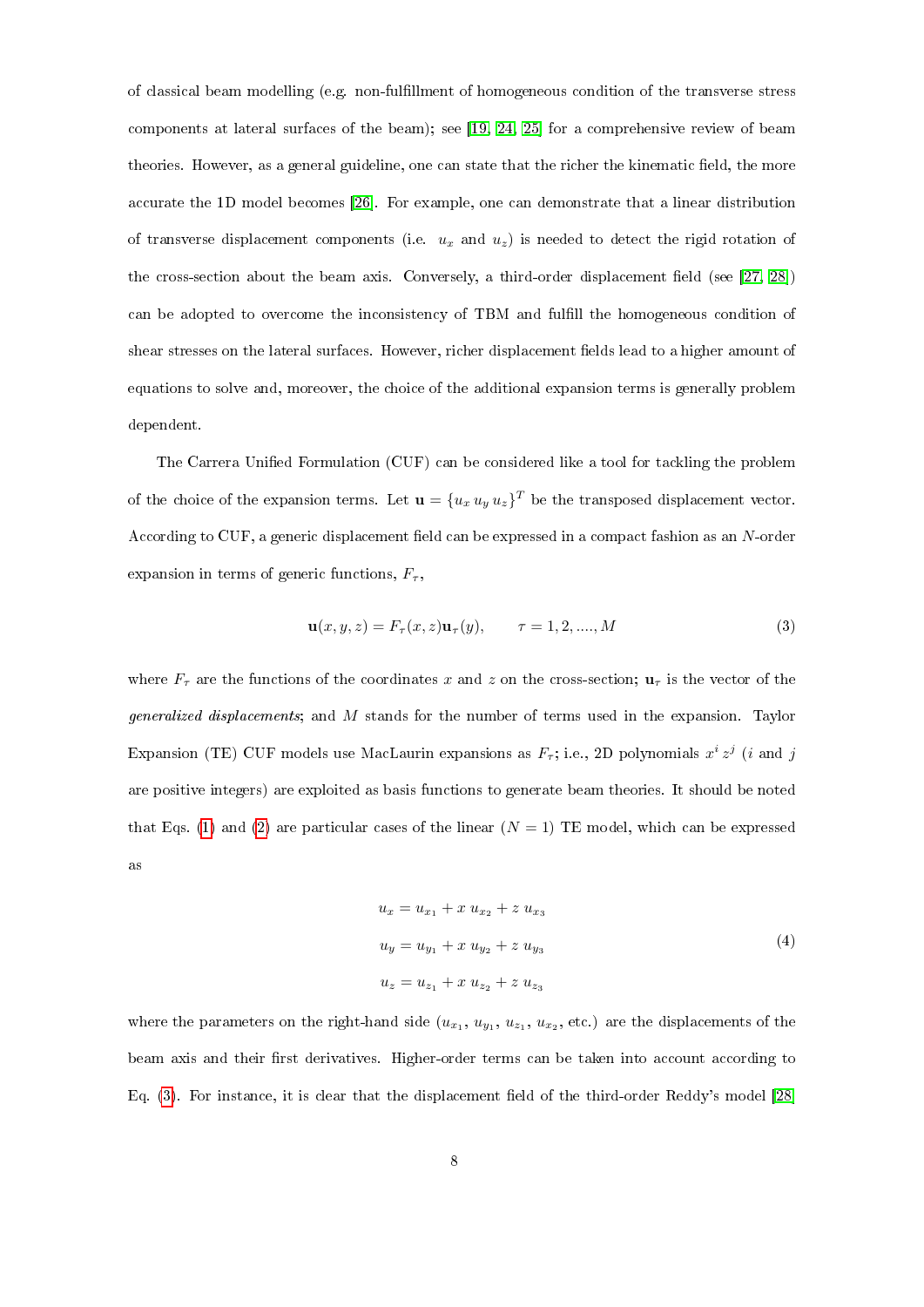of classical beam modelling (e.g. non-fulfillment of homogeneous condition of the transverse stress components at lateral surfaces of the beam); see [19, 24, 25] for a comprehensive review of beam theories. However, as a general guideline, one can state that the richer the kinematic field, the more accurate the 1D model becomes [26]. For example, one can demonstrate that a linear distribution of transverse displacement components (i.e. $u_x$ and $u_z$) is needed to detect the rigid rotation of the cross-section about the beam axis. Conversely, a third-order displacement field (see [27, 28]) can be adopted to overcome the inconsistency of TBM and fulfill the homogeneous condition of shear stresses on the lateral surfaces. However, richer displacement fields lead to a higher amount of equations to solve and, moreover, the choice of the additional expansion terms is generally problem dependent.

The Carrera Unified Formulation (CUF) can be considered like a tool for tackling the problem of the choice of the expansion terms. Let $\mathbf{u} = \{u_x \, u_y \, u_z\}^T$ be the transposed displacement vector. According to CUF, a generic displacement field can be expressed in a compact fashion as an $N$-order expansion in terms of generic functions, $F_\tau$,

$$\mathbf{u}(x, y, z) = F_\tau(x, z)\mathbf{u}_\tau(y), \qquad \tau = 1, 2, ...., M \tag{3}$$

where $F_\tau$ are the functions of the coordinates $x$ and $z$ on the cross-section; $\mathbf{u}_\tau$ is the vector of the *generalized displacements*; and $M$ stands for the number of terms used in the expansion. Taylor Expansion (TE) CUF models use MacLaurin expansions as $F_\tau$; i.e., 2D polynomials $x^i \, z^j$ ($i$ and $j$ are positive integers) are exploited as basis functions to generate beam theories. It should be noted that Eqs. (1) and (2) are particular cases of the linear ($N = 1$) TE model, which can be expressed as

$$\begin{aligned}
u_x &= u_{x_1} + x \; u_{x_2} + z \; u_{x_3} \\
u_y &= u_{y_1} + x \; u_{y_2} + z \; u_{y_3} \\
u_z &= u_{z_1} + x \; u_{z_2} + z \; u_{z_3}
\end{aligned} \tag{4}$$

where the parameters on the right-hand side ($u_{x_1}$, $u_{y_1}$, $u_{z_1}$, $u_{x_2}$, etc.) are the displacements of the beam axis and their first derivatives. Higher-order terms can be taken into account according to Eq. (3). For instance, it is clear that the displacement field of the third-order Reddy's model [28]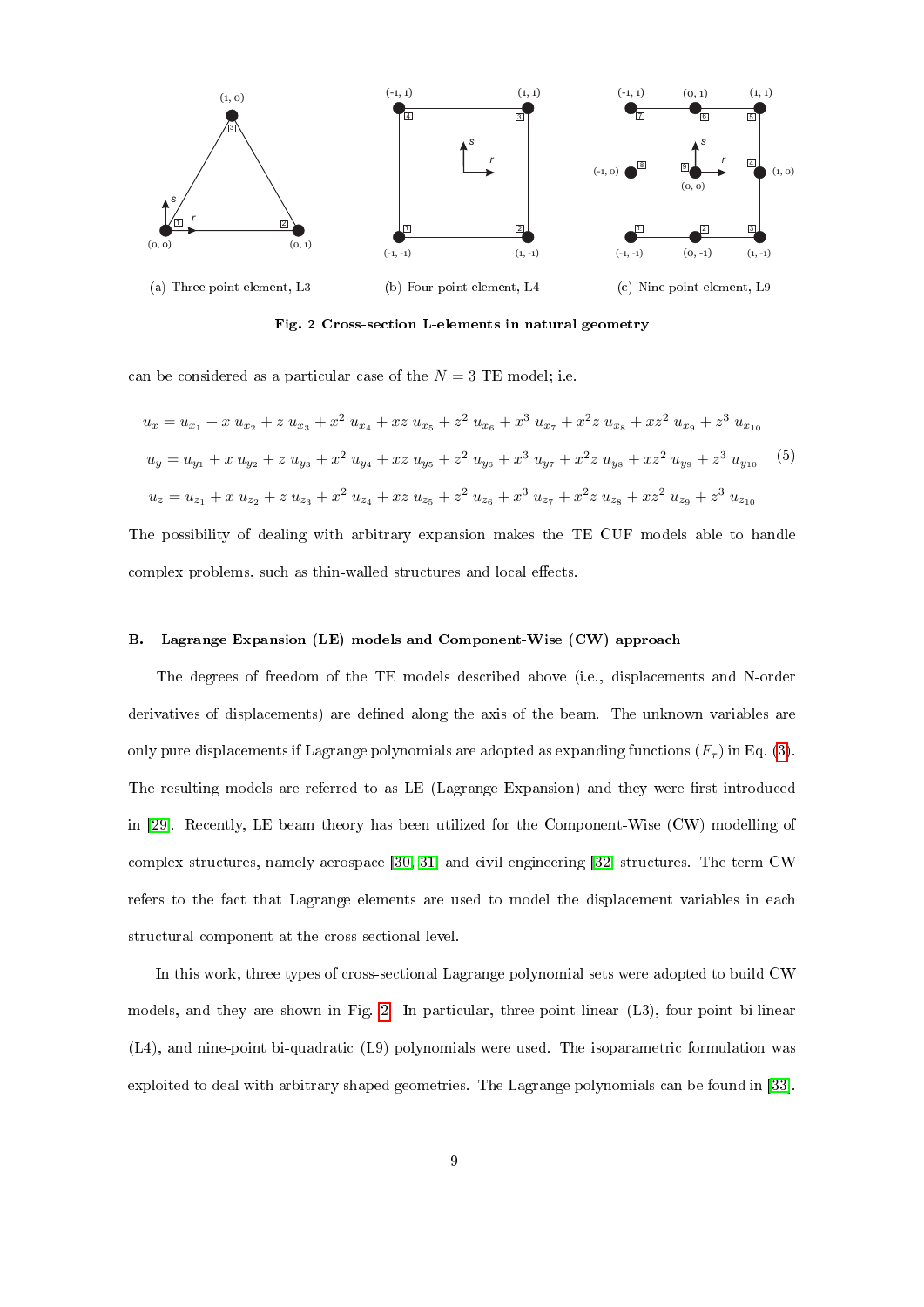(a) Three-point element, L3

(b) Four-point element, L4

(c) Nine-point element, L9

**Fig. 2 Cross-section L-elements in natural geometry**

can be considered as a particular case of the $N = 3$ TE model; i.e.

$$
\begin{aligned}
u_x &= u_{x_1} + x\, u_{x_2} + z\, u_{x_3} + x^2\, u_{x_4} + xz\, u_{x_5} + z^2\, u_{x_6} + x^3\, u_{x_7} + x^2 z\, u_{x_8} + xz^2\, u_{x_9} + z^3\, u_{x_{10}} \\
u_y &= u_{y_1} + x\, u_{y_2} + z\, u_{y_3} + x^2\, u_{y_4} + xz\, u_{y_5} + z^2\, u_{y_6} + x^3\, u_{y_7} + x^2 z\, u_{y_8} + xz^2\, u_{y_9} + z^3\, u_{y_{10}} \\
u_z &= u_{z_1} + x\, u_{z_2} + z\, u_{z_3} + x^2\, u_{z_4} + xz\, u_{z_5} + z^2\, u_{z_6} + x^3\, u_{z_7} + x^2 z\, u_{z_8} + xz^2\, u_{z_9} + z^3\, u_{z_{10}}
\end{aligned}
\tag{5}
$$

The possibility of dealing with arbitrary expansion makes the TE CUF models able to handle complex problems, such as thin-walled structures and local effects.

### B. Lagrange Expansion (LE) models and Component-Wise (CW) approach

The degrees of freedom of the TE models described above (i.e., displacements and N-order derivatives of displacements) are defined along the axis of the beam. The unknown variables are only pure displacements if Lagrange polynomials are adopted as expanding functions ($F_\tau$) in Eq. (3). The resulting models are referred to as LE (Lagrange Expansion) and they were first introduced in [29]. Recently, LE beam theory has been utilized for the Component-Wise (CW) modelling of complex structures, namely aerospace [30, 31] and civil engineering [32] structures. The term CW refers to the fact that Lagrange elements are used to model the displacement variables in each structural component at the cross-sectional level.

In this work, three types of cross-sectional Lagrange polynomial sets were adopted to build CW models, and they are shown in Fig. 2. In particular, three-point linear (L3), four-point bi-linear (L4), and nine-point bi-quadratic (L9) polynomials were used. The isoparametric formulation was exploited to deal with arbitrary shaped geometries. The Lagrange polynomials can be found in [33].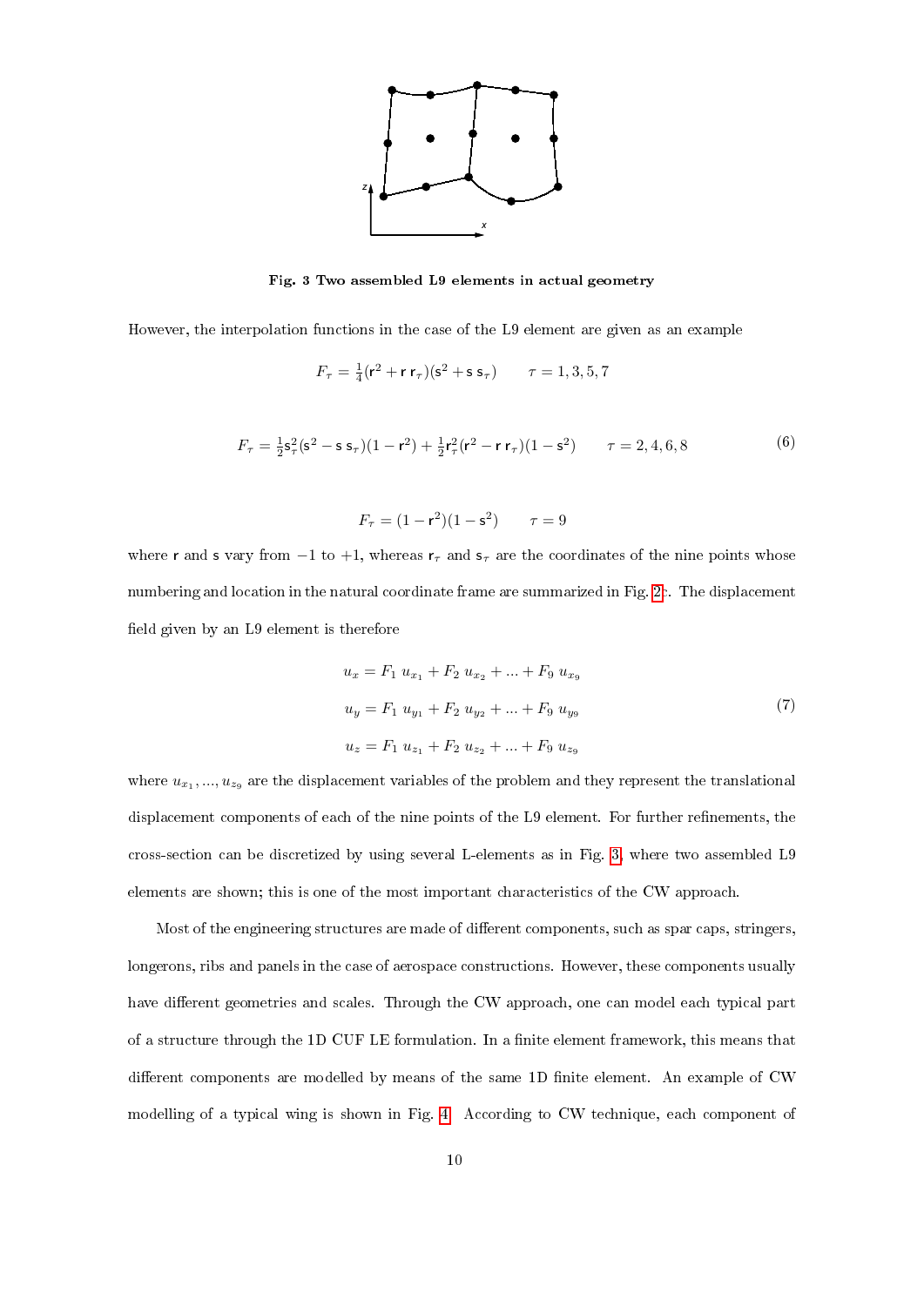Fig. 3 Two assembled L9 elements in actual geometry

However, the interpolation functions in the case of the L9 element are given as an example

$$F_\tau = \frac{1}{4}(\mathsf{r}^2 + \mathsf{r}\,\mathsf{r}_\tau)(\mathsf{s}^2 + \mathsf{s}\,\mathsf{s}_\tau) \qquad \tau = 1, 3, 5, 7$$

$$F_\tau = \frac{1}{2}\mathsf{s}_\tau^2(\mathsf{s}^2 - \mathsf{s}\,\mathsf{s}_\tau)(1 - \mathsf{r}^2) + \frac{1}{2}\mathsf{r}_\tau^2(\mathsf{r}^2 - \mathsf{r}\,\mathsf{r}_\tau)(1 - \mathsf{s}^2) \qquad \tau = 2, 4, 6, 8 \tag{6}$$

$$F_\tau = (1 - \mathsf{r}^2)(1 - \mathsf{s}^2) \qquad \tau = 9$$

where r and s vary from $-1$ to $+1$, whereas $\mathsf{r}_\tau$ and $\mathsf{s}_\tau$ are the coordinates of the nine points whose numbering and location in the natural coordinate frame are summarized in Fig. 2c. The displacement field given by an L9 element is therefore

$$\begin{aligned} u_x &= F_1\, u_{x_1} + F_2\, u_{x_2} + ... + F_9\, u_{x_9} \\ u_y &= F_1\, u_{y_1} + F_2\, u_{y_2} + ... + F_9\, u_{y_9} \\ u_z &= F_1\, u_{z_1} + F_2\, u_{z_2} + ... + F_9\, u_{z_9} \end{aligned} \tag{7}$$

where $u_{x_1}, ..., u_{z_9}$ are the displacement variables of the problem and they represent the translational displacement components of each of the nine points of the L9 element. For further refinements, the cross-section can be discretized by using several L-elements as in Fig. 3, where two assembled L9 elements are shown; this is one of the most important characteristics of the CW approach.

Most of the engineering structures are made of different components, such as spar caps, stringers, longerons, ribs and panels in the case of aerospace constructions. However, these components usually have different geometries and scales. Through the CW approach, one can model each typical part of a structure through the 1D CUF LE formulation. In a finite element framework, this means that different components are modelled by means of the same 1D finite element. An example of CW modelling of a typical wing is shown in Fig. 4. According to CW technique, each component of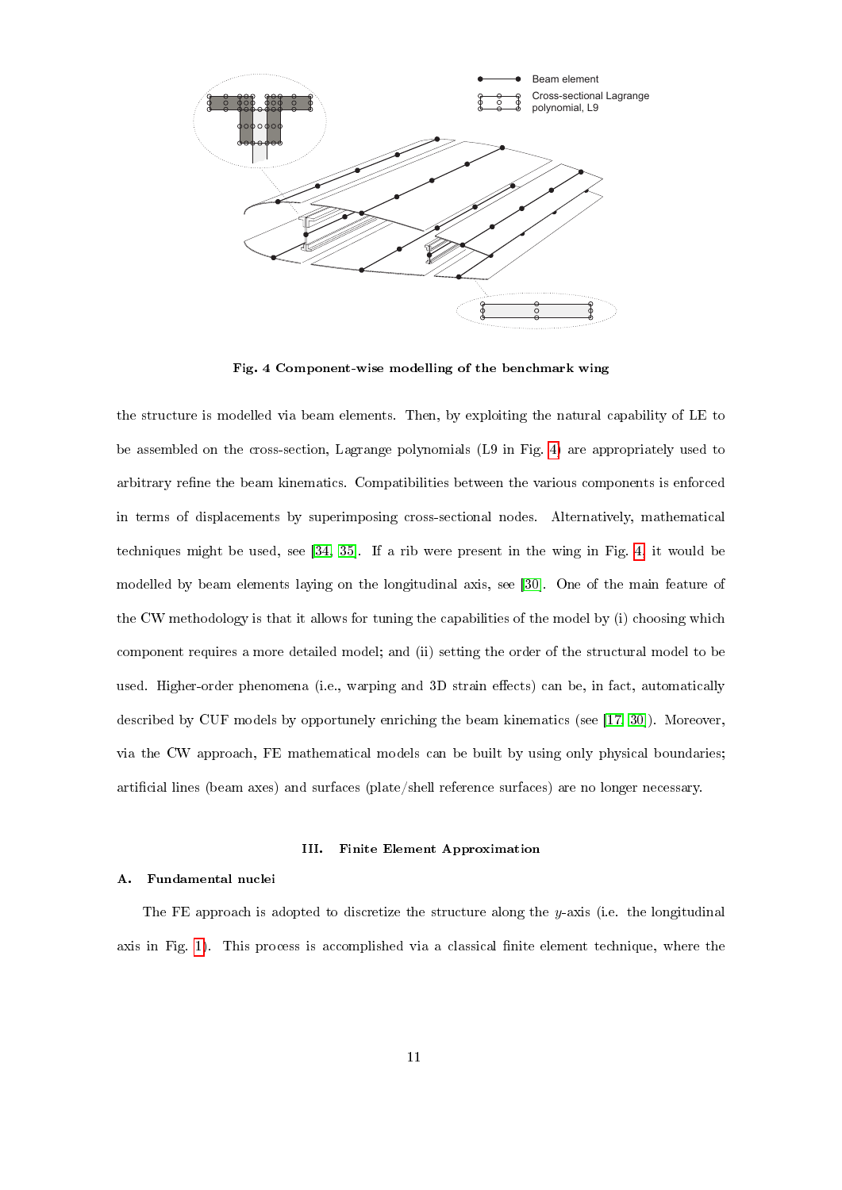Fig. 4 Component-wise modelling of the benchmark wing

the structure is modelled via beam elements. Then, by exploiting the natural capability of LE to be assembled on the cross-section, Lagrange polynomials (L9 in Fig. 4) are appropriately used to arbitrary refine the beam kinematics. Compatibilities between the various components is enforced in terms of displacements by superimposing cross-sectional nodes. Alternatively, mathematical techniques might be used, see [34, 35]. If a rib were present in the wing in Fig. 4 it would be modelled by beam elements laying on the longitudinal axis, see [30]. One of the main feature of the CW methodology is that it allows for tuning the capabilities of the model by (i) choosing which component requires a more detailed model; and (ii) setting the order of the structural model to be used. Higher-order phenomena (i.e., warping and 3D strain effects) can be, in fact, automatically described by CUF models by opportunely enriching the beam kinematics (see [17, 30]). Moreover, via the CW approach, FE mathematical models can be built by using only physical boundaries; artificial lines (beam axes) and surfaces (plate/shell reference surfaces) are no longer necessary.

## III. Finite Element Approximation

### A. Fundamental nuclei

The FE approach is adopted to discretize the structure along the $y$-axis (i.e. the longitudinal axis in Fig. 1). This process is accomplished via a classical finite element technique, where the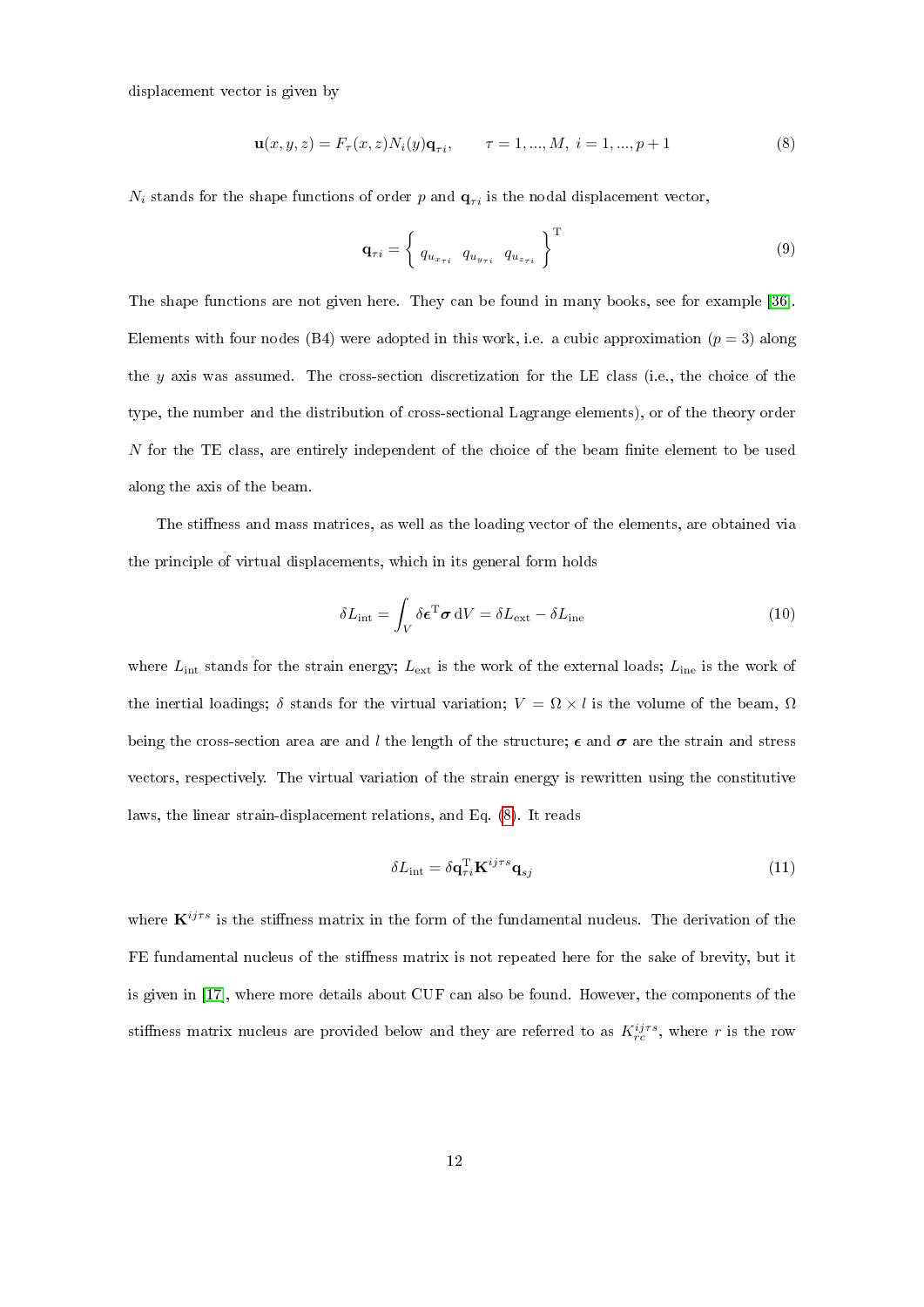displacement vector is given by

$$\mathbf{u}(x, y, z) = F_{\tau}(x, z) N_i(y) \mathbf{q}_{\tau i}, \qquad \tau = 1, ..., M, \ i = 1, ..., p+1 \tag{8}$$

$N_i$ stands for the shape functions of order $p$ and $\mathbf{q}_{\tau i}$ is the nodal displacement vector,

$$\mathbf{q}_{\tau i} = \left\{ \begin{array}{ccc} q_{u_{x_{\tau i}}} & q_{u_{y_{\tau i}}} & q_{u_{z_{\tau i}}} \end{array} \right\}^{\mathrm{T}} \tag{9}$$

The shape functions are not given here. They can be found in many books, see for example [36]. Elements with four nodes (B4) were adopted in this work, i.e. a cubic approximation ($p = 3$) along the $y$ axis was assumed. The cross-section discretization for the LE class (i.e., the choice of the type, the number and the distribution of cross-sectional Lagrange elements), or of the theory order $N$ for the TE class, are entirely independent of the choice of the beam finite element to be used along the axis of the beam.

The stiffness and mass matrices, as well as the loading vector of the elements, are obtained via the principle of virtual displacements, which in its general form holds

$$\delta L_{\mathrm{int}} = \int_V \delta \boldsymbol{\epsilon}^{\mathrm{T}} \boldsymbol{\sigma} \, \mathrm{d}V = \delta L_{\mathrm{ext}} - \delta L_{\mathrm{ine}} \tag{10}$$

where $L_{\mathrm{int}}$ stands for the strain energy; $L_{\mathrm{ext}}$ is the work of the external loads; $L_{\mathrm{ine}}$ is the work of the inertial loadings; $\delta$ stands for the virtual variation; $V = \Omega \times l$ is the volume of the beam, $\Omega$ being the cross-section area are and $l$ the length of the structure; $\boldsymbol{\epsilon}$ and $\boldsymbol{\sigma}$ are the strain and stress vectors, respectively. The virtual variation of the strain energy is rewritten using the constitutive laws, the linear strain-displacement relations, and Eq. (8). It reads

$$\delta L_{\mathrm{int}} = \delta \mathbf{q}_{\tau i}^{\mathrm{T}} \mathbf{K}^{ij\tau s} \mathbf{q}_{sj} \tag{11}$$

where $\mathbf{K}^{ij\tau s}$ is the stiffness matrix in the form of the fundamental nucleus. The derivation of the FE fundamental nucleus of the stiffness matrix is not repeated here for the sake of brevity, but it is given in [17], where more details about CUF can also be found. However, the components of the stiffness matrix nucleus are provided below and they are referred to as $K_{rc}^{ij\tau s}$, where $r$ is the row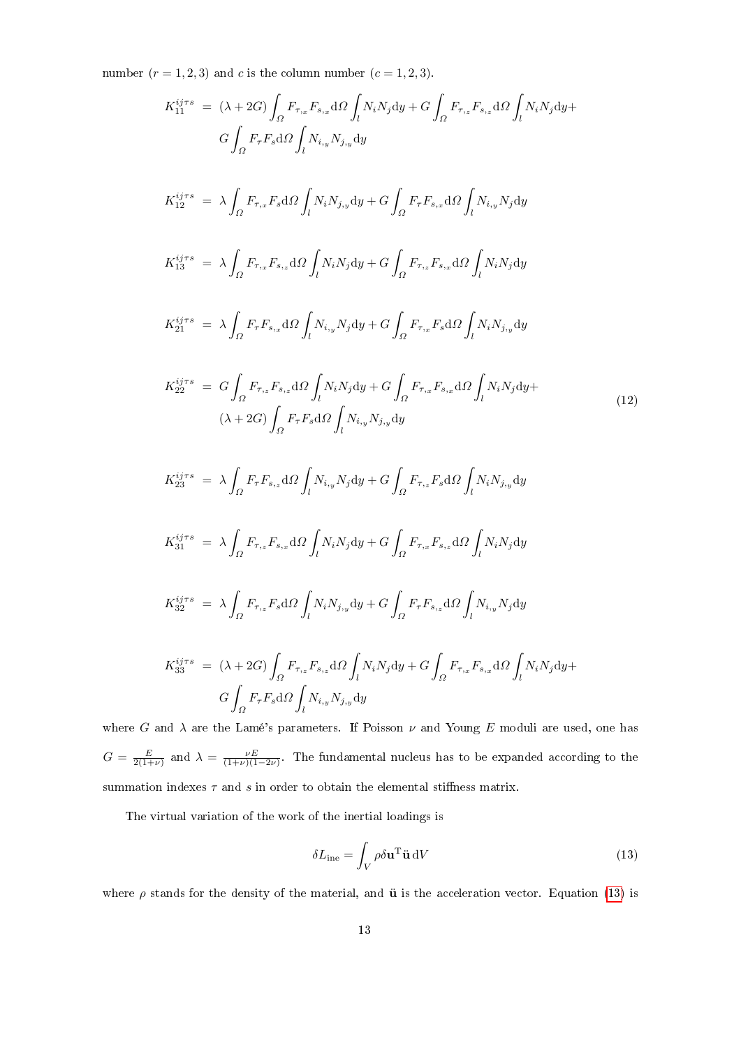number ($r = 1, 2, 3$) and $c$ is the column number ($c = 1, 2, 3$).

$$
\begin{aligned}
K_{11}^{ij\tau s} &= (\lambda + 2G) \int_{\Omega} F_{\tau,_x} F_{s,_x} \mathrm{d}\Omega \int_l N_i N_j \mathrm{d}y + G \int_{\Omega} F_{\tau,_z} F_{s,_z} \mathrm{d}\Omega \int_l N_i N_j \mathrm{d}y + \\
&\quad G \int_{\Omega} F_\tau F_s \mathrm{d}\Omega \int_l N_{i,_y} N_{j,_y} \mathrm{d}y \\
K_{12}^{ij\tau s} &= \lambda \int_{\Omega} F_{\tau,_x} F_s \mathrm{d}\Omega \int_l N_i N_{j,_y} \mathrm{d}y + G \int_{\Omega} F_\tau F_{s,_x} \mathrm{d}\Omega \int_l N_{i,_y} N_j \mathrm{d}y \\
K_{13}^{ij\tau s} &= \lambda \int_{\Omega} F_{\tau,_x} F_{s,_z} \mathrm{d}\Omega \int_l N_i N_j \mathrm{d}y + G \int_{\Omega} F_{\tau,_z} F_{s,_x} \mathrm{d}\Omega \int_l N_i N_j \mathrm{d}y \\
K_{21}^{ij\tau s} &= \lambda \int_{\Omega} F_\tau F_{s,_x} \mathrm{d}\Omega \int_l N_{i,_y} N_j \mathrm{d}y + G \int_{\Omega} F_{\tau,_x} F_s \mathrm{d}\Omega \int_l N_i N_{j,_y} \mathrm{d}y \\
K_{22}^{ij\tau s} &= G \int_{\Omega} F_{\tau,_z} F_{s,_z} \mathrm{d}\Omega \int_l N_i N_j \mathrm{d}y + G \int_{\Omega} F_{\tau,_x} F_{s,_x} \mathrm{d}\Omega \int_l N_i N_j \mathrm{d}y + \\
&\quad (\lambda + 2G) \int_{\Omega} F_\tau F_s \mathrm{d}\Omega \int_l N_{i,_y} N_{j,_y} \mathrm{d}y \\
K_{23}^{ij\tau s} &= \lambda \int_{\Omega} F_\tau F_{s,_z} \mathrm{d}\Omega \int_l N_{i,_y} N_j \mathrm{d}y + G \int_{\Omega} F_{\tau,_z} F_s \mathrm{d}\Omega \int_l N_i N_{j,_y} \mathrm{d}y \\
K_{31}^{ij\tau s} &= \lambda \int_{\Omega} F_{\tau,_z} F_{s,_x} \mathrm{d}\Omega \int_l N_i N_j \mathrm{d}y + G \int_{\Omega} F_{\tau,_x} F_{s,_z} \mathrm{d}\Omega \int_l N_i N_j \mathrm{d}y \\
K_{32}^{ij\tau s} &= \lambda \int_{\Omega} F_{\tau,_z} F_s \mathrm{d}\Omega \int_l N_i N_{j,_y} \mathrm{d}y + G \int_{\Omega} F_\tau F_{s,_z} \mathrm{d}\Omega \int_l N_{i,_y} N_j \mathrm{d}y \\
K_{33}^{ij\tau s} &= (\lambda + 2G) \int_{\Omega} F_{\tau,_z} F_{s,_z} \mathrm{d}\Omega \int_l N_i N_j \mathrm{d}y + G \int_{\Omega} F_{\tau,_x} F_{s,_x} \mathrm{d}\Omega \int_l N_i N_j \mathrm{d}y + \\
&\quad G \int_{\Omega} F_\tau F_s \mathrm{d}\Omega \int_l N_{i,_y} N_{j,_y} \mathrm{d}y
\end{aligned}
\tag{12}
$$

where $G$ and $\lambda$ are the Lamé's parameters. If Poisson $\nu$ and Young $E$ moduli are used, one has $G = \frac{E}{2(1+\nu)}$ and $\lambda = \frac{\nu E}{(1+\nu)(1-2\nu)}$. The fundamental nucleus has to be expanded according to the summation indexes $\tau$ and $s$ in order to obtain the elemental stiffness matrix.

The virtual variation of the work of the inertial loadings is

$$
\delta L_{\text{ine}} = \int_V \rho \delta \mathbf{u}^{\mathrm{T}} \ddot{\mathbf{u}} \, \mathrm{d}V \tag{13}
$$

where $\rho$ stands for the density of the material, and $\ddot{\mathbf{u}}$ is the acceleration vector. Equation (13) is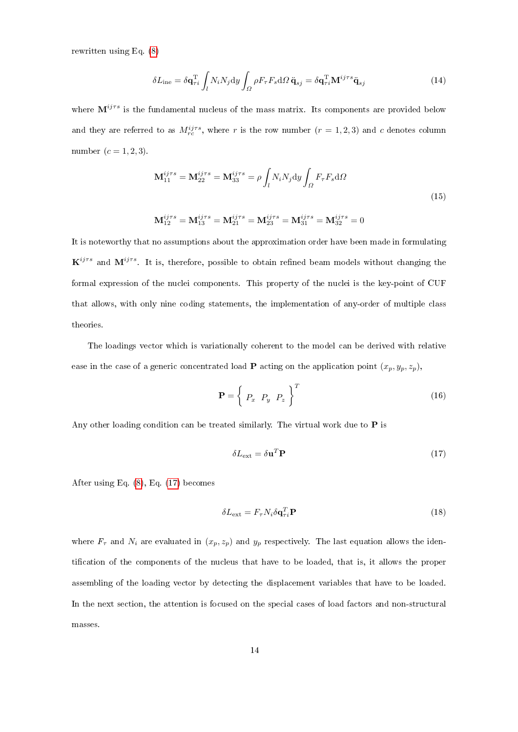rewritten using Eq. (8)

$$\delta L_{\mathrm{ine}} = \delta \mathbf{q}_{\tau i}^{\mathrm{T}} \int_l N_i N_j \mathrm{d}y \int_\Omega \rho F_\tau F_s \mathrm{d}\Omega \, \ddot{\mathbf{q}}_{sj} = \delta \mathbf{q}_{\tau i}^{\mathrm{T}} \mathbf{M}^{ij\tau s} \ddot{\mathbf{q}}_{sj} \tag{14}$$

where $\mathbf{M}^{ij\tau s}$ is the fundamental nucleus of the mass matrix. Its components are provided below and they are referred to as $M_{rc}^{ij\tau s}$, where $r$ is the row number ($r = 1, 2, 3$) and $c$ denotes column number ($c = 1, 2, 3$).

$$\begin{aligned} &\mathbf{M}_{11}^{ij\tau s} = \mathbf{M}_{22}^{ij\tau s} = \mathbf{M}_{33}^{ij\tau s} = \rho \int_l N_i N_j \mathrm{d}y \int_\Omega F_\tau F_s \mathrm{d}\Omega \\ &\mathbf{M}_{12}^{ij\tau s} = \mathbf{M}_{13}^{ij\tau s} = \mathbf{M}_{21}^{ij\tau s} = \mathbf{M}_{23}^{ij\tau s} = \mathbf{M}_{31}^{ij\tau s} = \mathbf{M}_{32}^{ij\tau s} = 0 \end{aligned} \tag{15}$$

It is noteworthy that no assumptions about the approximation order have been made in formulating $\mathbf{K}^{ij\tau s}$ and $\mathbf{M}^{ij\tau s}$. It is, therefore, possible to obtain refined beam models without changing the formal expression of the nuclei components. This property of the nuclei is the key-point of CUF that allows, with only nine coding statements, the implementation of any-order of multiple class theories.

The loadings vector which is variationally coherent to the model can be derived with relative ease in the case of a generic concentrated load $\mathbf{P}$ acting on the application point $(x_p, y_p, z_p)$,

$$\mathbf{P} = \left\{ \begin{array}{ccc} P_x & P_y & P_z \end{array} \right\}^T \tag{16}$$

Any other loading condition can be treated similarly. The virtual work due to $\mathbf{P}$ is

$$\delta L_{\mathrm{ext}} = \delta \mathbf{u}^T \mathbf{P} \tag{17}$$

After using Eq. (8), Eq. (17) becomes

$$\delta L_{\mathrm{ext}} = F_\tau N_i \delta \mathbf{q}_{\tau i}^T \mathbf{P} \tag{18}$$

where $F_\tau$ and $N_i$ are evaluated in $(x_p, z_p)$ and $y_p$ respectively. The last equation allows the identification of the components of the nucleus that have to be loaded, that is, it allows the proper assembling of the loading vector by detecting the displacement variables that have to be loaded. In the next section, the attention is focused on the special cases of load factors and non-structural masses.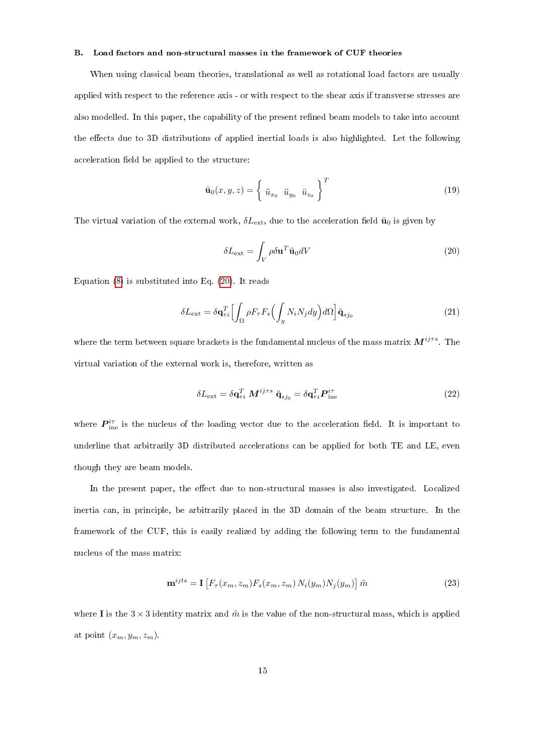### B. Load factors and non-structural masses in the framework of CUF theories

When using classical beam theories, translational as well as rotational load factors are usually applied with respect to the reference axis - or with respect to the shear axis if transverse stresses are also modelled. In this paper, the capability of the present refined beam models to take into account the effects due to 3D distributions of applied inertial loads is also highlighted. Let the following acceleration field be applied to the structure:

$$\ddot{\mathbf{u}}_0(x, y, z) = \left\{ \begin{array}{ccc} \ddot{u}_{x_0} & \ddot{u}_{y_0} & \ddot{u}_{z_0} \end{array} \right\}^T \tag{19}$$

The virtual variation of the external work, $\delta L_{\text{ext}}$, due to the acceleration field $\ddot{\mathbf{u}}_0$ is given by

$$\delta L_{\text{ext}} = \int_V \rho \delta \mathbf{u}^T \ddot{\mathbf{u}}_0 dV \tag{20}$$

Equation (8) is substituted into Eq. (20). It reads

$$\delta L_{\text{ext}} = \delta \mathbf{q}_{\tau i}^T \Big[ \int_\Omega \rho F_\tau F_s \Big( \int_y N_i N_j dy \Big) d\Omega \Big] \ddot{\mathbf{q}}_{s j_0} \tag{21}$$

where the term between square brackets is the fundamental nucleus of the mass matrix $\boldsymbol{M}^{ij\tau s}$. The virtual variation of the external work is, therefore, written as

$$\delta L_{\text{ext}} = \delta \mathbf{q}_{\tau i}^T \, \boldsymbol{M}^{ij\tau s} \, \ddot{\mathbf{q}}_{s j_0} = \delta \mathbf{q}_{\tau i}^T \boldsymbol{P}_{\text{ine}}^{i\tau} \tag{22}$$

where $\boldsymbol{P}_{\text{ine}}^{i\tau}$ is the nucleus of the loading vector due to the acceleration field. It is important to underline that arbitrarily 3D distributed accelerations can be applied for both TE and LE, even though they are beam models.

In the present paper, the effect due to non-structural masses is also investigated. Localized inertia can, in principle, be arbitrarily placed in the 3D domain of the beam structure. In the framework of the CUF, this is easily realized by adding the following term to the fundamental nucleus of the mass matrix:

$$\mathbf{m}^{ijts} = \mathbf{I} \left[ F_\tau(x_m, z_m) F_s(x_m, z_m) \, N_i(y_m) N_j(y_m) \right] \tilde{m} \tag{23}$$

where $\mathbf{I}$ is the $3 \times 3$ identity matrix and $\tilde{m}$ is the value of the non-structural mass, which is applied at point $(x_m, y_m, z_m)$.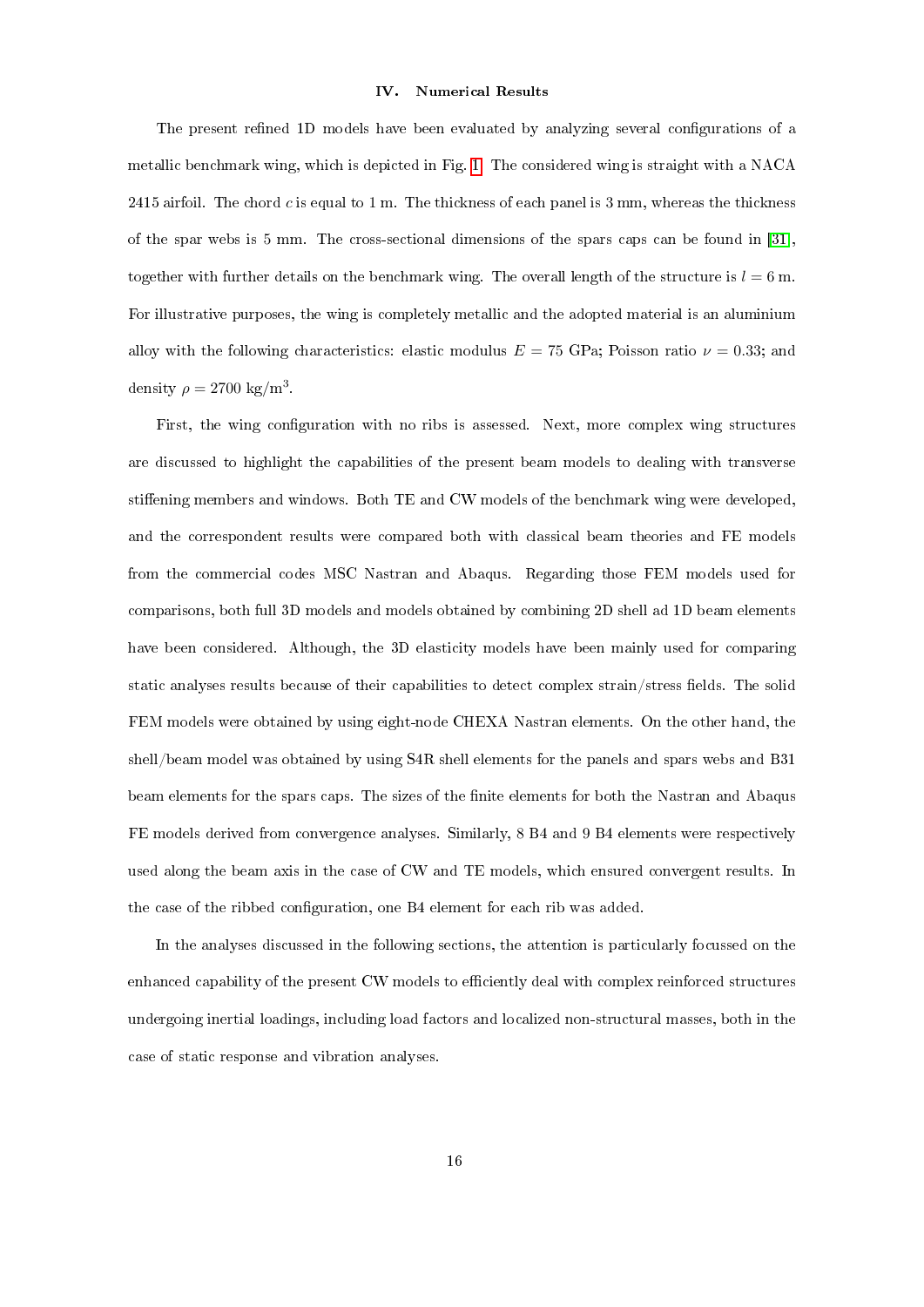## IV. Numerical Results

The present refined 1D models have been evaluated by analyzing several configurations of a metallic benchmark wing, which is depicted in Fig. 1. The considered wing is straight with a NACA 2415 airfoil. The chord $c$ is equal to 1 m. The thickness of each panel is 3 mm, whereas the thickness of the spar webs is 5 mm. The cross-sectional dimensions of the spars caps can be found in [31], together with further details on the benchmark wing. The overall length of the structure is $l = 6$ m. For illustrative purposes, the wing is completely metallic and the adopted material is an aluminium alloy with the following characteristics: elastic modulus $E = 75$ GPa; Poisson ratio $\nu = 0.33$; and density $\rho = 2700$ kg/m$^3$.

First, the wing configuration with no ribs is assessed. Next, more complex wing structures are discussed to highlight the capabilities of the present beam models to dealing with transverse stiffening members and windows. Both TE and CW models of the benchmark wing were developed, and the correspondent results were compared both with classical beam theories and FE models from the commercial codes MSC Nastran and Abaqus. Regarding those FEM models used for comparisons, both full 3D models and models obtained by combining 2D shell ad 1D beam elements have been considered. Although, the 3D elasticity models have been mainly used for comparing static analyses results because of their capabilities to detect complex strain/stress fields. The solid FEM models were obtained by using eight-node CHEXA Nastran elements. On the other hand, the shell/beam model was obtained by using S4R shell elements for the panels and spars webs and B31 beam elements for the spars caps. The sizes of the finite elements for both the Nastran and Abaqus FE models derived from convergence analyses. Similarly, 8 B4 and 9 B4 elements were respectively used along the beam axis in the case of CW and TE models, which ensured convergent results. In the case of the ribbed configuration, one B4 element for each rib was added.

In the analyses discussed in the following sections, the attention is particularly focussed on the enhanced capability of the present CW models to efficiently deal with complex reinforced structures undergoing inertial loadings, including load factors and localized non-structural masses, both in the case of static response and vibration analyses.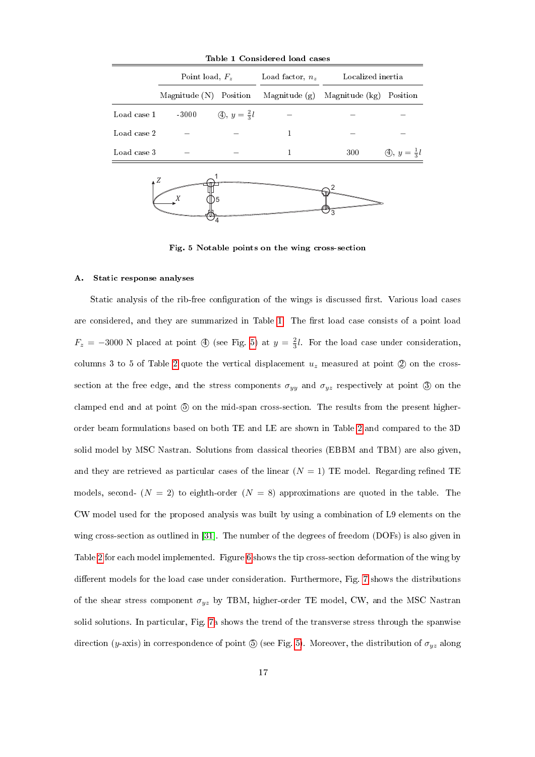**Table 1 Considered load cases**

| | Point load, $F_z$ | | Load factor, $n_z$ | Localized inertia | |
|---|---|---|---|---|---|
| | Magnitude (N) | Position | Magnitude (g) | Magnitude (kg) | Position |
| Load case 1 | -3000 | ④, $y = \frac{2}{3}l$ | – | – | – |
| Load case 2 | – | – | 1 | – | – |
| Load case 3 | – | – | 1 | 300 | ④, $y = \frac{1}{3}l$ |

**Fig. 5 Notable points on the wing cross-section**

### A. Static response analyses

Static analysis of the rib-free configuration of the wings is discussed first. Various load cases are considered, and they are summarized in Table 1. The first load case consists of a point load $F_z = -3000$ N placed at point ④ (see Fig. 5) at $y = \frac{2}{3}l$. For the load case under consideration, columns 3 to 5 of Table 2 quote the vertical displacement $u_z$ measured at point ② on the cross-section at the free edge, and the stress components $\sigma_{yy}$ and $\sigma_{yz}$ respectively at point ③ on the clamped end and at point ⑤ on the mid-span cross-section. The results from the present higher-order beam formulations based on both TE and LE are shown in Table 2 and compared to the 3D solid model by MSC Nastran. Solutions from classical theories (EBBM and TBM) are also given, and they are retrieved as particular cases of the linear ($N = 1$) TE model. Regarding refined TE models, second- ($N = 2$) to eighth-order ($N = 8$) approximations are quoted in the table. The CW model used for the proposed analysis was built by using a combination of L9 elements on the wing cross-section as outlined in [31]. The number of the degrees of freedom (DOFs) is also given in Table 2 for each model implemented. Figure 6 shows the tip cross-section deformation of the wing by different models for the load case under consideration. Furthermore, Fig. 7 shows the distributions of the shear stress component $\sigma_{yz}$ by TBM, higher-order TE model, CW, and the MSC Nastran solid solutions. In particular, Fig. 7a shows the trend of the transverse stress through the spanwise direction ($y$-axis) in correspondence of point ⑤ (see Fig. 5). Moreover, the distribution of $\sigma_{yz}$ along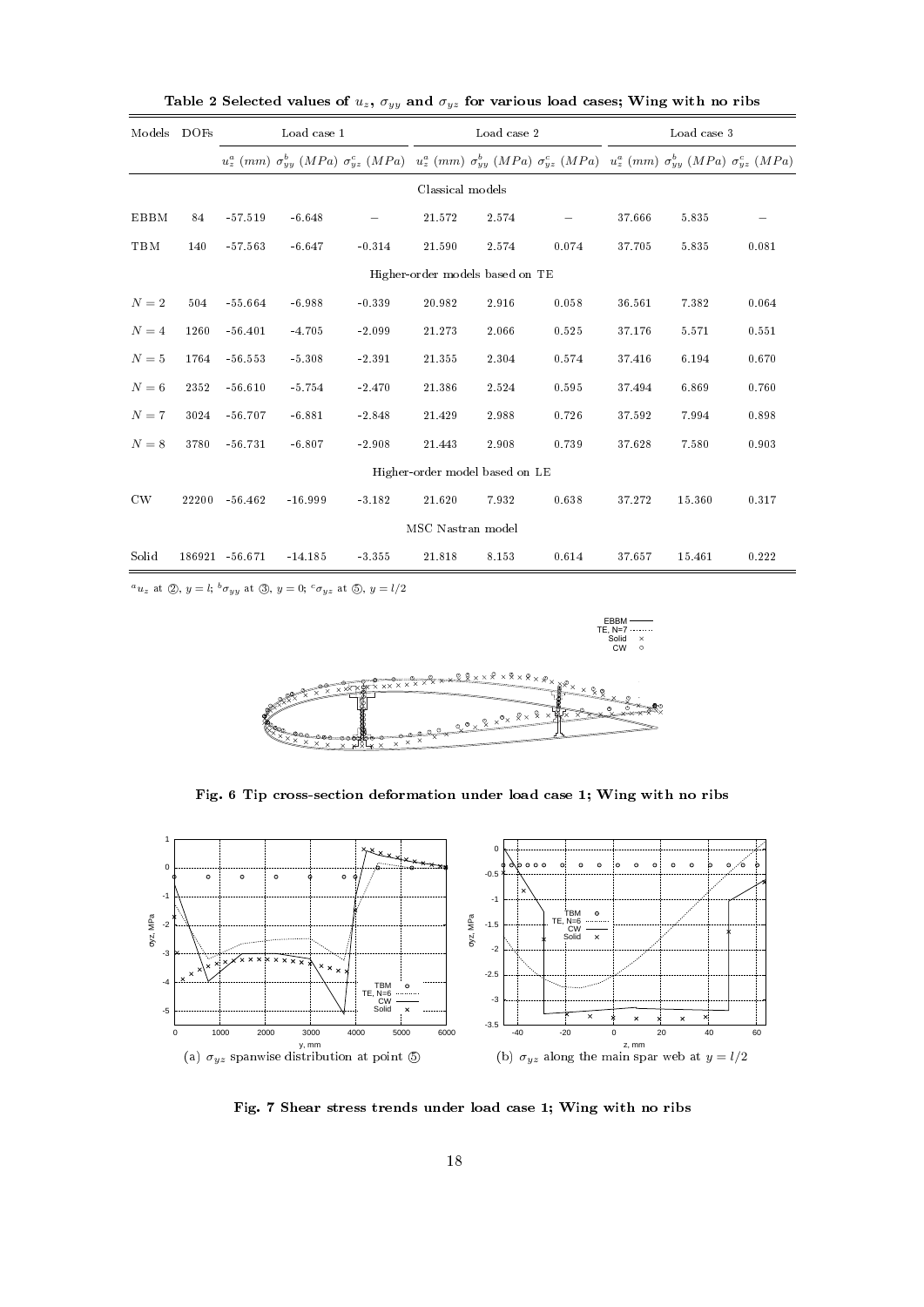**Table 2 Selected values of $u_z$, $\sigma_{yy}$ and $\sigma_{yz}$ for various load cases; Wing with no ribs**

| Models | DOFs | Load case 1 | | | Load case 2 | | | Load case 3 | | |
|---|---|---|---|---|---|---|---|---|---|---|
| | | $u_z^a$ (mm) | $\sigma_{yy}^b$ (MPa) | $\sigma_{yz}^c$ (MPa) | $u_z^a$ (mm) | $\sigma_{yy}^b$ (MPa) | $\sigma_{yz}^c$ (MPa) | $u_z^a$ (mm) | $\sigma_{yy}^b$ (MPa) | $\sigma_{yz}^c$ (MPa) |
| Classical models | | | | | | | | | | |
| EBBM | 84 | -57.519 | -6.648 | − | 21.572 | 2.574 | − | 37.666 | 5.835 | − |
| TBM | 140 | -57.563 | -6.647 | -0.314 | 21.590 | 2.574 | 0.074 | 37.705 | 5.835 | 0.081 |
| Higher-order models based on TE | | | | | | | | | | |
| $N = 2$ | 504 | -55.664 | -6.988 | -0.339 | 20.982 | 2.916 | 0.058 | 36.561 | 7.382 | 0.064 |
| $N = 4$ | 1260 | -56.401 | -4.705 | -2.099 | 21.273 | 2.066 | 0.525 | 37.176 | 5.571 | 0.551 |
| $N = 5$ | 1764 | -56.553 | -5.308 | -2.391 | 21.355 | 2.304 | 0.574 | 37.416 | 6.194 | 0.670 |
| $N = 6$ | 2352 | -56.610 | -5.754 | -2.470 | 21.386 | 2.524 | 0.595 | 37.494 | 6.869 | 0.760 |
| $N = 7$ | 3024 | -56.707 | -6.881 | -2.848 | 21.429 | 2.988 | 0.726 | 37.592 | 7.994 | 0.898 |
| $N = 8$ | 3780 | -56.731 | -6.807 | -2.908 | 21.443 | 2.908 | 0.739 | 37.628 | 7.580 | 0.903 |
| Higher-order model based on LE | | | | | | | | | | |
| CW | 22200 | -56.462 | -16.999 | -3.182 | 21.620 | 7.932 | 0.638 | 37.272 | 15.360 | 0.317 |
| MSC Nastran model | | | | | | | | | | |
| Solid | 186921 | -56.671 | -14.185 | -3.355 | 21.818 | 8.153 | 0.614 | 37.657 | 15.461 | 0.222 |

[a] $u_z$ at ②, $y = l$; [b] $\sigma_{yy}$ at ③, $y = 0$; [c] $\sigma_{yz}$ at ⑤, $y = l/2$

**Fig. 6 Tip cross-section deformation under load case 1; Wing with no ribs**

(a) $\sigma_{yz}$ spanwise distribution at point ⑤

(b) $\sigma_{yz}$ along the main spar web at $y = l/2$

**Fig. 7 Shear stress trends under load case 1; Wing with no ribs**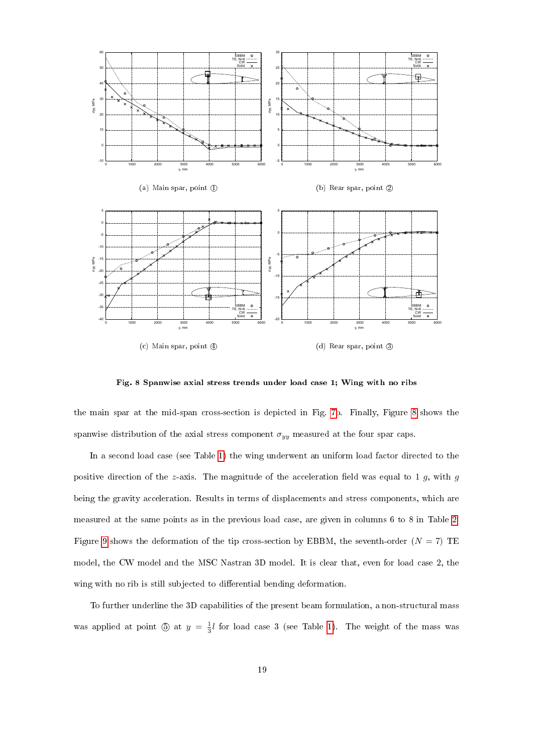(a) Main spar, point ①

(b) Rear spar, point ②

(c) Main spar, point ④

(d) Rear spar, point ③

**Fig. 8 Spanwise axial stress trends under load case 1; Wing with no ribs**

the main spar at the mid-span cross-section is depicted in Fig. 7b. Finally, Figure 8 shows the spanwise distribution of the axial stress component $\sigma_{yy}$ measured at the four spar caps.

In a second load case (see Table 1) the wing underwent an uniform load factor directed to the positive direction of the $z$-axis. The magnitude of the acceleration field was equal to 1 $g$, with $g$ being the gravity acceleration. Results in terms of displacements and stress components, which are measured at the same points as in the previous load case, are given in columns 6 to 8 in Table 2. Figure 9 shows the deformation of the tip cross-section by EBBM, the seventh-order ($N = 7$) TE model, the CW model and the MSC Nastran 3D model. It is clear that, even for load case 2, the wing with no rib is still subjected to differential bending deformation.

To further underline the 3D capabilities of the present beam formulation, a non-structural mass was applied at point ⑤ at $y = \frac{1}{3}l$ for load case 3 (see Table 1). The weight of the mass was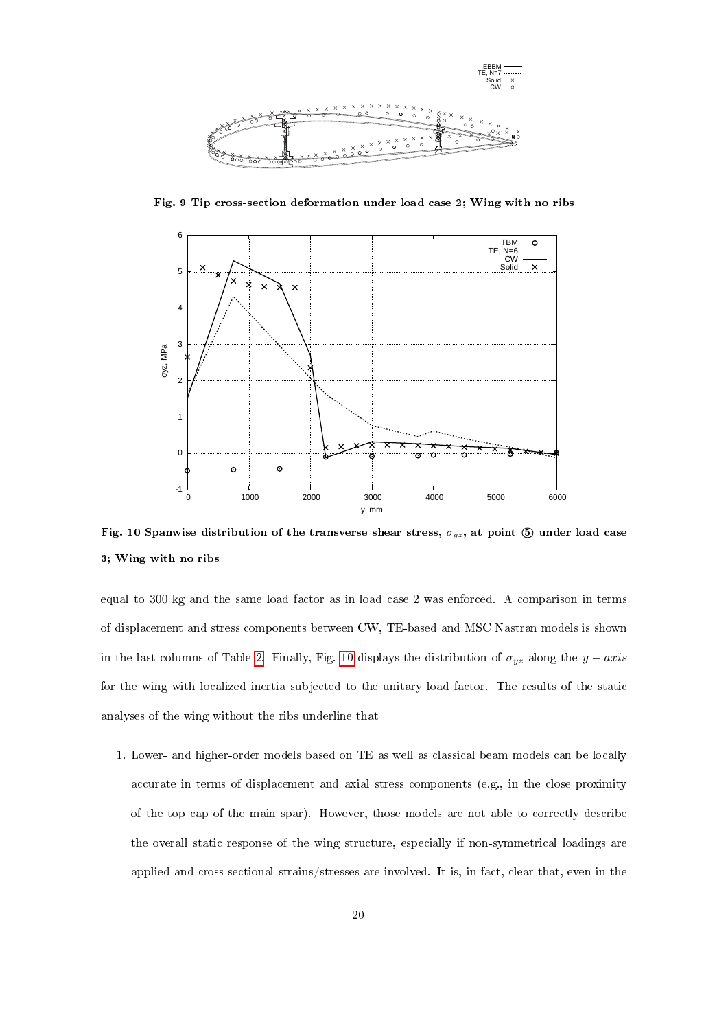Fig. 9 Tip cross-section deformation under load case 2; Wing with no ribs

Fig. 10 Spanwise distribution of the transverse shear stress, $\sigma_{yz}$, at point ⑤ under load case 3; Wing with no ribs

equal to 300 kg and the same load factor as in load case 2 was enforced. A comparison in terms of displacement and stress components between CW, TE-based and MSC Nastran models is shown in the last columns of Table 2. Finally, Fig. 10 displays the distribution of $\sigma_{yz}$ along the $y-axis$ for the wing with localized inertia subjected to the unitary load factor. The results of the static analyses of the wing without the ribs underline that

1. Lower- and higher-order models based on TE as well as classical beam models can be locally accurate in terms of displacement and axial stress components (e.g., in the close proximity of the top cap of the main spar). However, those models are not able to correctly describe the overall static response of the wing structure, especially if non-symmetrical loadings are applied and cross-sectional strains/stresses are involved. It is, in fact, clear that, even in the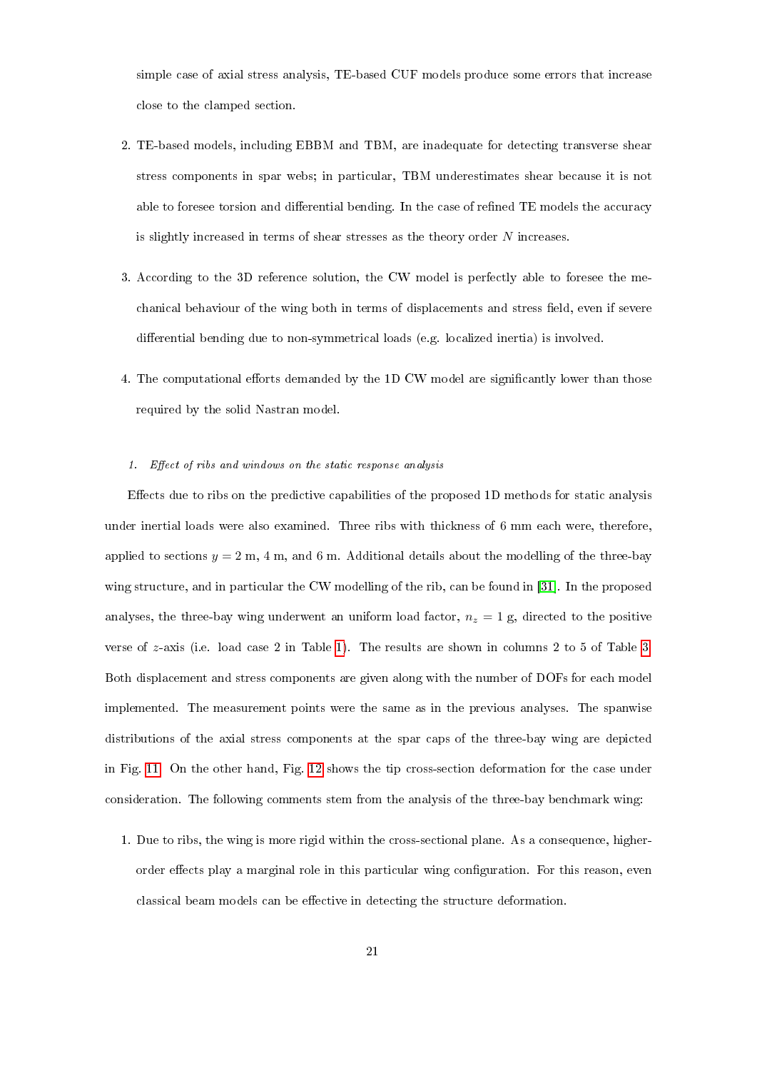simple case of axial stress analysis, TE-based CUF models produce some errors that increase close to the clamped section.

2. TE-based models, including EBBM and TBM, are inadequate for detecting transverse shear stress components in spar webs; in particular, TBM underestimates shear because it is not able to foresee torsion and differential bending. In the case of refined TE models the accuracy is slightly increased in terms of shear stresses as the theory order $N$ increases.

3. According to the 3D reference solution, the CW model is perfectly able to foresee the mechanical behaviour of the wing both in terms of displacements and stress field, even if severe differential bending due to non-symmetrical loads (e.g. localized inertia) is involved.

4. The computational efforts demanded by the 1D CW model are significantly lower than those required by the solid Nastran model.

#### 1. *Effect of ribs and windows on the static response analysis*

Effects due to ribs on the predictive capabilities of the proposed 1D methods for static analysis under inertial loads were also examined. Three ribs with thickness of 6 mm each were, therefore, applied to sections $y = 2$ m, 4 m, and 6 m. Additional details about the modelling of the three-bay wing structure, and in particular the CW modelling of the rib, can be found in [31]. In the proposed analyses, the three-bay wing underwent an uniform load factor, $n_z = 1$ g, directed to the positive verse of $z$-axis (i.e. load case 2 in Table 1). The results are shown in columns 2 to 5 of Table 3. Both displacement and stress components are given along with the number of DOFs for each model implemented. The measurement points were the same as in the previous analyses. The spanwise distributions of the axial stress components at the spar caps of the three-bay wing are depicted in Fig. 11. On the other hand, Fig. 12 shows the tip cross-section deformation for the case under consideration. The following comments stem from the analysis of the three-bay benchmark wing:

1. Due to ribs, the wing is more rigid within the cross-sectional plane. As a consequence, higher-order effects play a marginal role in this particular wing configuration. For this reason, even classical beam models can be effective in detecting the structure deformation.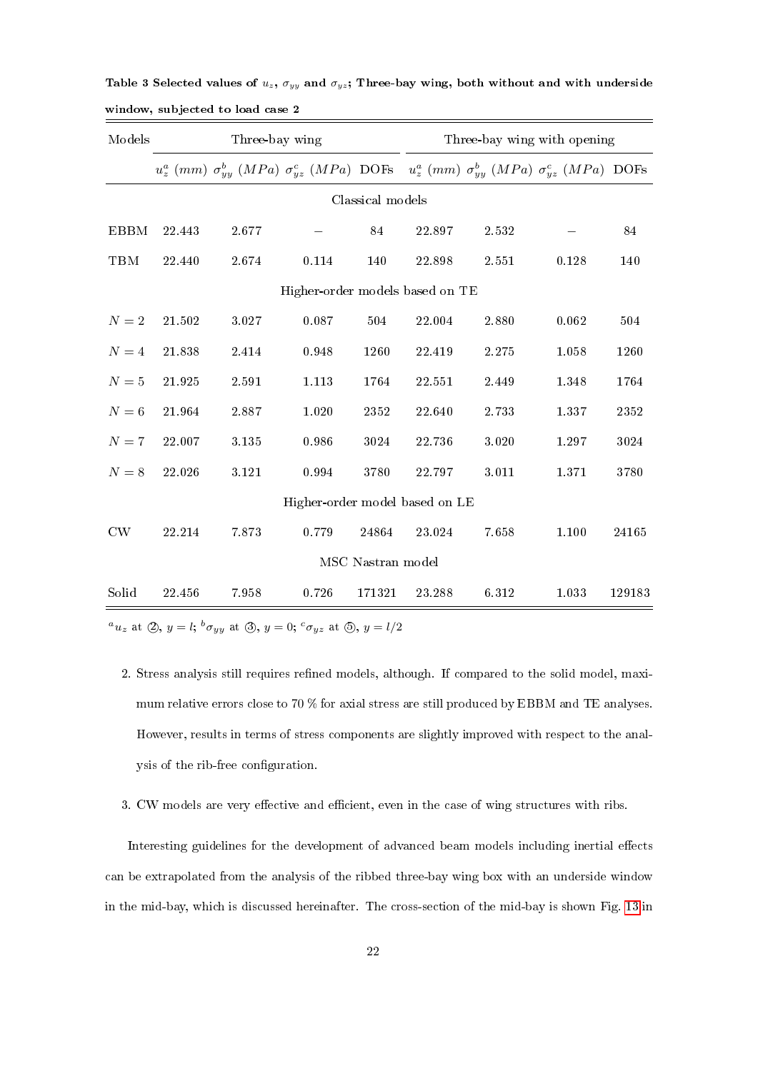**Table 3 Selected values of $u_z$, $\sigma_{yy}$ and $\sigma_{yz}$; Three-bay wing, both without and with underside window, subjected to load case 2**

| Models | Three-bay wing | | | | Three-bay wing with opening | | | |
|---|---|---|---|---|---|---|---|---|
| | $u_z^a$ $(mm)$ | $\sigma_{yy}^b$ $(MPa)$ | $\sigma_{yz}^c$ $(MPa)$ | DOFs | $u_z^a$ $(mm)$ | $\sigma_{yy}^b$ $(MPa)$ | $\sigma_{yz}^c$ $(MPa)$ | DOFs |
| Classical models | | | | | | | | |
| EBBM | 22.443 | 2.677 | – | 84 | 22.897 | 2.532 | – | 84 |
| TBM | 22.440 | 2.674 | 0.114 | 140 | 22.898 | 2.551 | 0.128 | 140 |
| Higher-order models based on TE | | | | | | | | |
| $N = 2$ | 21.502 | 3.027 | 0.087 | 504 | 22.004 | 2.880 | 0.062 | 504 |
| $N = 4$ | 21.838 | 2.414 | 0.948 | 1260 | 22.419 | 2.275 | 1.058 | 1260 |
| $N = 5$ | 21.925 | 2.591 | 1.113 | 1764 | 22.551 | 2.449 | 1.348 | 1764 |
| $N = 6$ | 21.964 | 2.887 | 1.020 | 2352 | 22.640 | 2.733 | 1.337 | 2352 |
| $N = 7$ | 22.007 | 3.135 | 0.986 | 3024 | 22.736 | 3.020 | 1.297 | 3024 |
| $N = 8$ | 22.026 | 3.121 | 0.994 | 3780 | 22.797 | 3.011 | 1.371 | 3780 |
| Higher-order model based on LE | | | | | | | | |
| CW | 22.214 | 7.873 | 0.779 | 24864 | 23.024 | 7.658 | 1.100 | 24165 |
| MSC Nastran model | | | | | | | | |
| Solid | 22.456 | 7.958 | 0.726 | 171321 | 23.288 | 6.312 | 1.033 | 129183 |

[a] $u_z$ at ②, $y = l$; [b] $\sigma_{yy}$ at ③, $y = 0$; [c] $\sigma_{yz}$ at ⑤, $y = l/2$

2. Stress analysis still requires refined models, although. If compared to the solid model, maximum relative errors close to 70 % for axial stress are still produced by EBBM and TE analyses. However, results in terms of stress components are slightly improved with respect to the analysis of the rib-free configuration.

3. CW models are very effective and efficient, even in the case of wing structures with ribs.

Interesting guidelines for the development of advanced beam models including inertial effects can be extrapolated from the analysis of the ribbed three-bay wing box with an underside window in the mid-bay, which is discussed hereinafter. The cross-section of the mid-bay is shown Fig. 13 in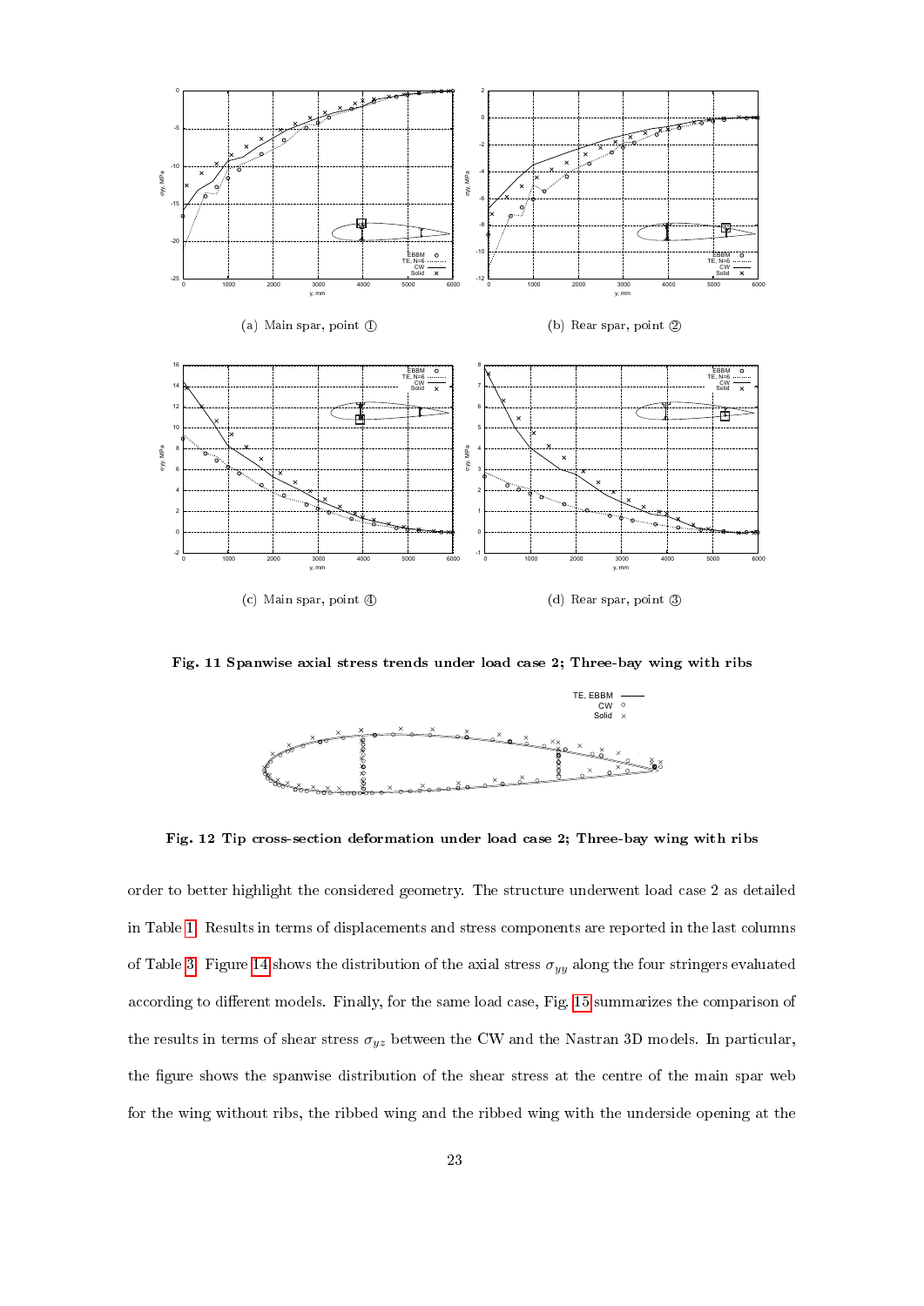(a) Main spar, point ①

(b) Rear spar, point ②

(c) Main spar, point ④

(d) Rear spar, point ③

**Fig. 11 Spanwise axial stress trends under load case 2; Three-bay wing with ribs**

**Fig. 12 Tip cross-section deformation under load case 2; Three-bay wing with ribs**

order to better highlight the considered geometry. The structure underwent load case 2 as detailed in Table 1. Results in terms of displacements and stress components are reported in the last columns of Table 3. Figure 14 shows the distribution of the axial stress $\sigma_{yy}$ along the four stringers evaluated according to different models. Finally, for the same load case, Fig. 15 summarizes the comparison of the results in terms of shear stress $\sigma_{yz}$ between the CW and the Nastran 3D models. In particular, the figure shows the spanwise distribution of the shear stress at the centre of the main spar web for the wing without ribs, the ribbed wing and the ribbed wing with the underside opening at the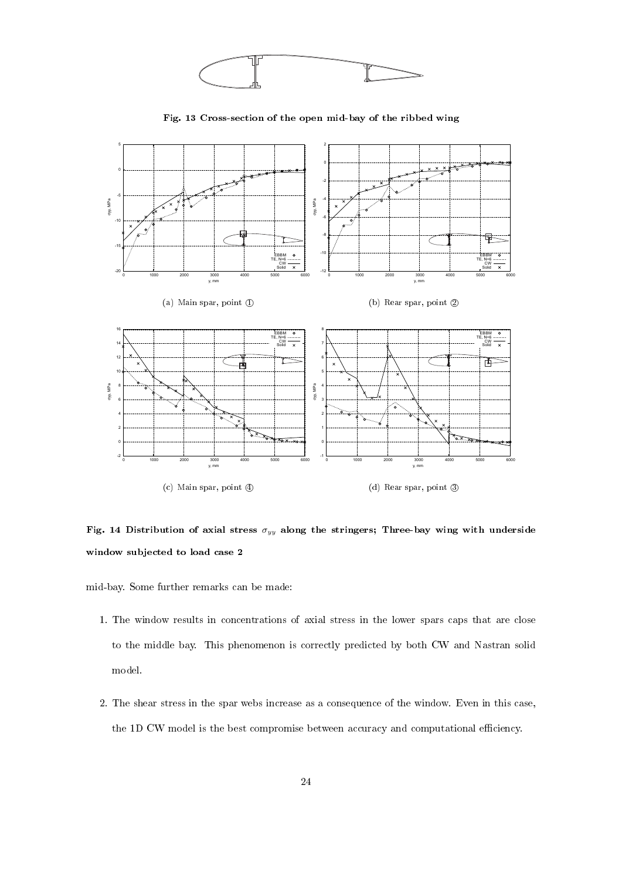Fig. 13 Cross-section of the open mid-bay of the ribbed wing

(a) Main spar, point ①

(b) Rear spar, point ②

(c) Main spar, point ④

(d) Rear spar, point ③

**Fig. 14 Distribution of axial stress $\sigma_{yy}$ along the stringers; Three-bay wing with underside window subjected to load case 2**

mid-bay. Some further remarks can be made:

1. The window results in concentrations of axial stress in the lower spars caps that are close to the middle bay. This phenomenon is correctly predicted by both CW and Nastran solid model.

2. The shear stress in the spar webs increase as a consequence of the window. Even in this case, the 1D CW model is the best compromise between accuracy and computational efficiency.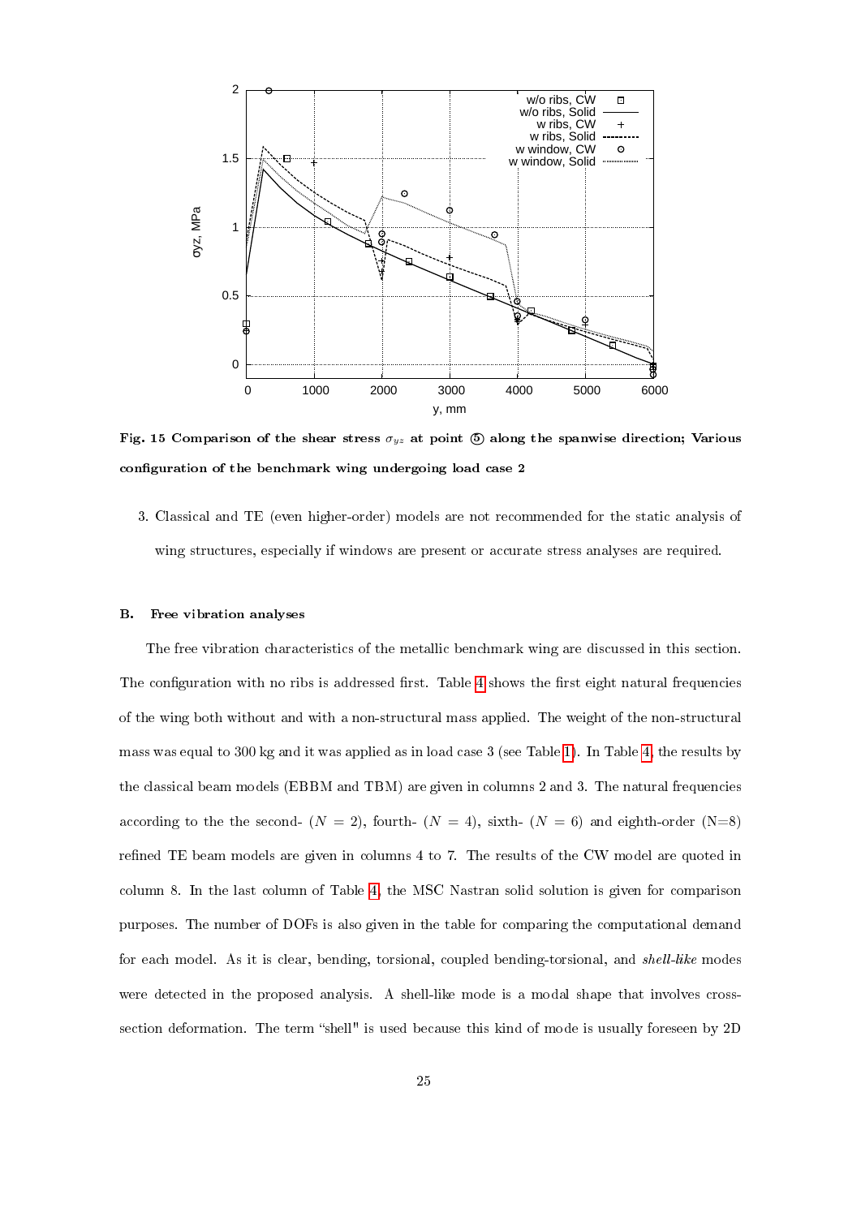Fig. 15 Comparison of the shear stress $\sigma_{yz}$ at point ⑤ along the spanwise direction; Various configuration of the benchmark wing undergoing load case 2

3. Classical and TE (even higher-order) models are not recommended for the static analysis of wing structures, especially if windows are present or accurate stress analyses are required.

### B. Free vibration analyses

The free vibration characteristics of the metallic benchmark wing are discussed in this section. The configuration with no ribs is addressed first. Table 4 shows the first eight natural frequencies of the wing both without and with a non-structural mass applied. The weight of the non-structural mass was equal to 300 kg and it was applied as in load case 3 (see Table 1). In Table 4, the results by the classical beam models (EBBM and TBM) are given in columns 2 and 3. The natural frequencies according to the the second- ($N = 2$), fourth- ($N = 4$), sixth- ($N = 6$) and eighth-order (N=8) refined TE beam models are given in columns 4 to 7. The results of the CW model are quoted in column 8. In the last column of Table 4, the MSC Nastran solid solution is given for comparison purposes. The number of DOFs is also given in the table for comparing the computational demand for each model. As it is clear, bending, torsional, coupled bending-torsional, and *shell-like* modes were detected in the proposed analysis. A shell-like mode is a modal shape that involves cross-section deformation. The term "shell" is used because this kind of mode is usually foreseen by 2D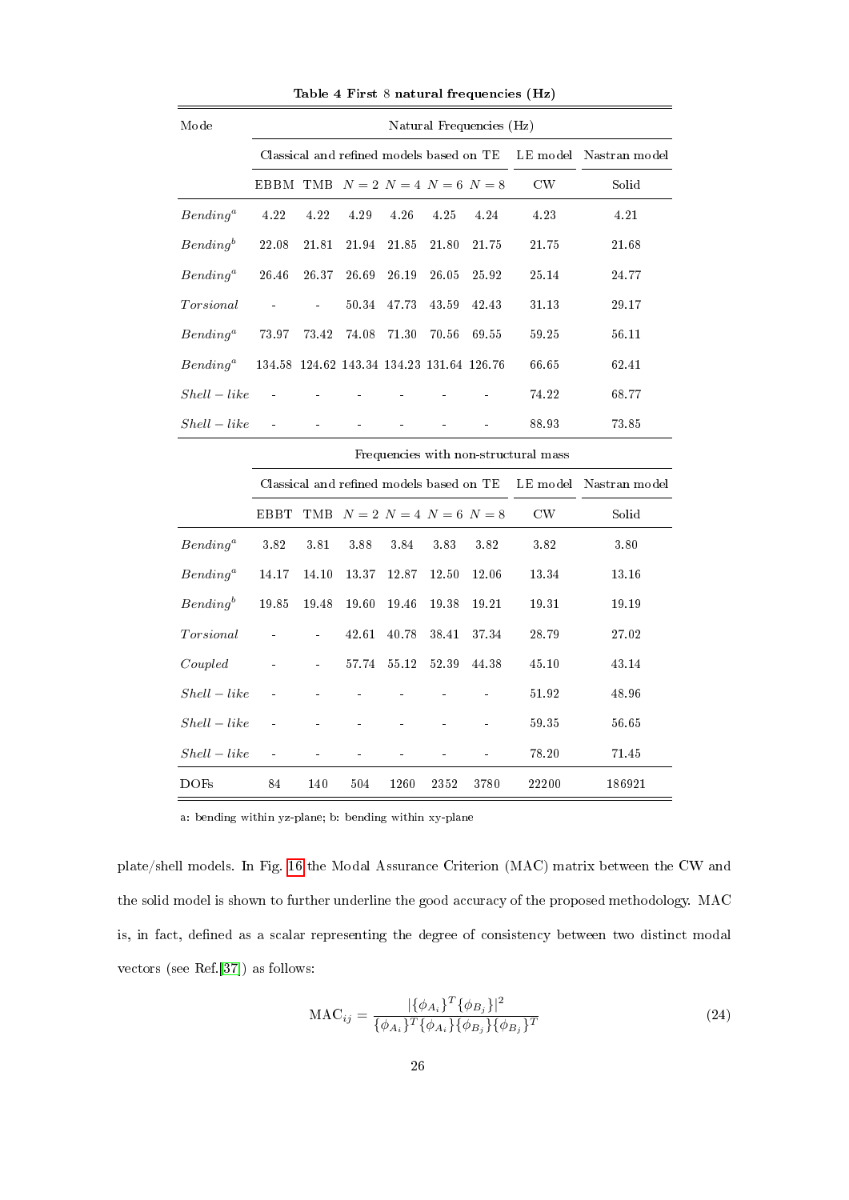**Table 4 First 8 natural frequencies (Hz)**

| Mode | Natural Frequencies (Hz) | | | | | | | |
|---|---|---|---|---|---|---|---|---|
| | Classical and refined models based on TE | | | | | | LE model | Nastran model |
| | EBBM | TMB | $N=2$ | $N=4$ | $N=6$ | $N=8$ | CW | Solid |
| $Bending^a$ | 4.22 | 4.22 | 4.29 | 4.26 | 4.25 | 4.24 | 4.23 | 4.21 |
| $Bending^b$ | 22.08 | 21.81 | 21.94 | 21.85 | 21.80 | 21.75 | 21.75 | 21.68 |
| $Bending^a$ | 26.46 | 26.37 | 26.69 | 26.19 | 26.05 | 25.92 | 25.14 | 24.77 |
| $Torsional$ | - | - | 50.34 | 47.73 | 43.59 | 42.43 | 31.13 | 29.17 |
| $Bending^a$ | 73.97 | 73.42 | 74.08 | 71.30 | 70.56 | 69.55 | 59.25 | 56.11 |
| $Bending^a$ | 134.58 | 124.62 | 143.34 | 134.23 | 131.64 | 126.76 | 66.65 | 62.41 |
| $Shell-like$ | - | - | - | - | - | - | 74.22 | 68.77 |
| $Shell-like$ | - | - | - | - | - | - | 88.93 | 73.85 |
| | Frequencies with non-structural mass | | | | | | | |
| | Classical and refined models based on TE | | | | | | LE model | Nastran model |
| | EBBT | TMB | $N=2$ | $N=4$ | $N=6$ | $N=8$ | CW | Solid |
| $Bending^a$ | 3.82 | 3.81 | 3.88 | 3.84 | 3.83 | 3.82 | 3.82 | 3.80 |
| $Bending^a$ | 14.17 | 14.10 | 13.37 | 12.87 | 12.50 | 12.06 | 13.34 | 13.16 |
| $Bending^b$ | 19.85 | 19.48 | 19.60 | 19.46 | 19.38 | 19.21 | 19.31 | 19.19 |
| $Torsional$ | - | - | 42.61 | 40.78 | 38.41 | 37.34 | 28.79 | 27.02 |
| $Coupled$ | - | - | 57.74 | 55.12 | 52.39 | 44.38 | 45.10 | 43.14 |
| $Shell-like$ | - | - | - | - | - | - | 51.92 | 48.96 |
| $Shell-like$ | - | - | - | - | - | - | 59.35 | 56.65 |
| $Shell-like$ | - | - | - | - | - | - | 78.20 | 71.45 |
| DOFs | 84 | 140 | 504 | 1260 | 2352 | 3780 | 22200 | 186921 |

a: bending within yz-plane; b: bending within xy-plane

plate/shell models. In Fig. 16 the Modal Assurance Criterion (MAC) matrix between the CW and the solid model is shown to further underline the good accuracy of the proposed methodology. MAC is, in fact, defined as a scalar representing the degree of consistency between two distinct modal vectors (see Ref.[37]) as follows:

$$\text{MAC}_{ij} = \frac{|\{\phi_{A_i}\}^T\{\phi_{B_j}\}|^2}{\{\phi_{A_i}\}^T\{\phi_{A_i}\}\{\phi_{B_j}\}\{\phi_{B_j}\}^T} \tag{24}$$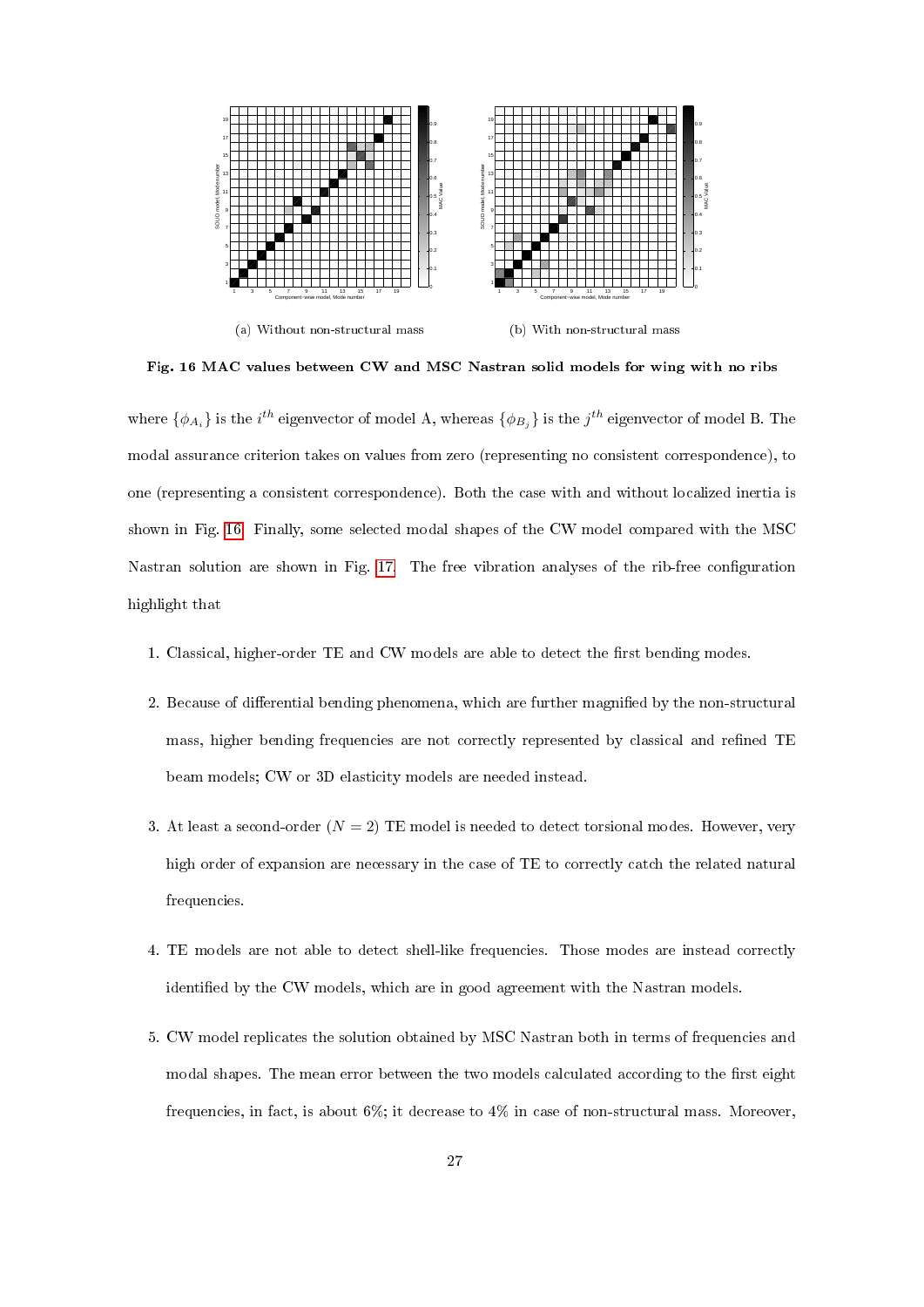(a) Without non-structural mass

(b) With non-structural mass

**Fig. 16 MAC values between CW and MSC Nastran solid models for wing with no ribs**

where $\{\phi_{A_i}\}$ is the $i^{th}$ eigenvector of model A, whereas $\{\phi_{B_j}\}$ is the $j^{th}$ eigenvector of model B. The modal assurance criterion takes on values from zero (representing no consistent correspondence), to one (representing a consistent correspondence). Both the case with and without localized inertia is shown in Fig. 16. Finally, some selected modal shapes of the CW model compared with the MSC Nastran solution are shown in Fig. 17. The free vibration analyses of the rib-free configuration highlight that

1. Classical, higher-order TE and CW models are able to detect the first bending modes.

2. Because of differential bending phenomena, which are further magnified by the non-structural mass, higher bending frequencies are not correctly represented by classical and refined TE beam models; CW or 3D elasticity models are needed instead.

3. At least a second-order ($N = 2$) TE model is needed to detect torsional modes. However, very high order of expansion are necessary in the case of TE to correctly catch the related natural frequencies.

4. TE models are not able to detect shell-like frequencies. Those modes are instead correctly identified by the CW models, which are in good agreement with the Nastran models.

5. CW model replicates the solution obtained by MSC Nastran both in terms of frequencies and modal shapes. The mean error between the two models calculated according to the first eight frequencies, in fact, is about 6%; it decrease to 4% in case of non-structural mass. Moreover,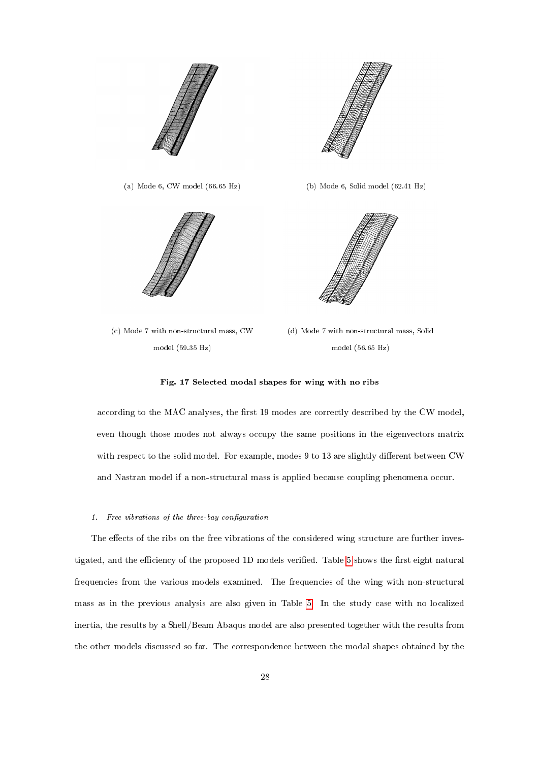(a) Mode 6, CW model (66.65 Hz)

(b) Mode 6, Solid model (62.41 Hz)

(c) Mode 7 with non-structural mass, CW model (59.35 Hz)

(d) Mode 7 with non-structural mass, Solid model (56.65 Hz)

**Fig. 17 Selected modal shapes for wing with no ribs**

according to the MAC analyses, the first 19 modes are correctly described by the CW model, even though those modes not always occupy the same positions in the eigenvectors matrix with respect to the solid model. For example, modes 9 to 13 are slightly different between CW and Nastran model if a non-structural mass is applied because coupling phenomena occur.

#### 1. *Free vibrations of the three-bay configuration*

The effects of the ribs on the free vibrations of the considered wing structure are further investigated, and the efficiency of the proposed 1D models verified. Table 5 shows the first eight natural frequencies from the various models examined. The frequencies of the wing with non-structural mass as in the previous analysis are also given in Table 5. In the study case with no localized inertia, the results by a Shell/Beam Abaqus model are also presented together with the results from the other models discussed so far. The correspondence between the modal shapes obtained by the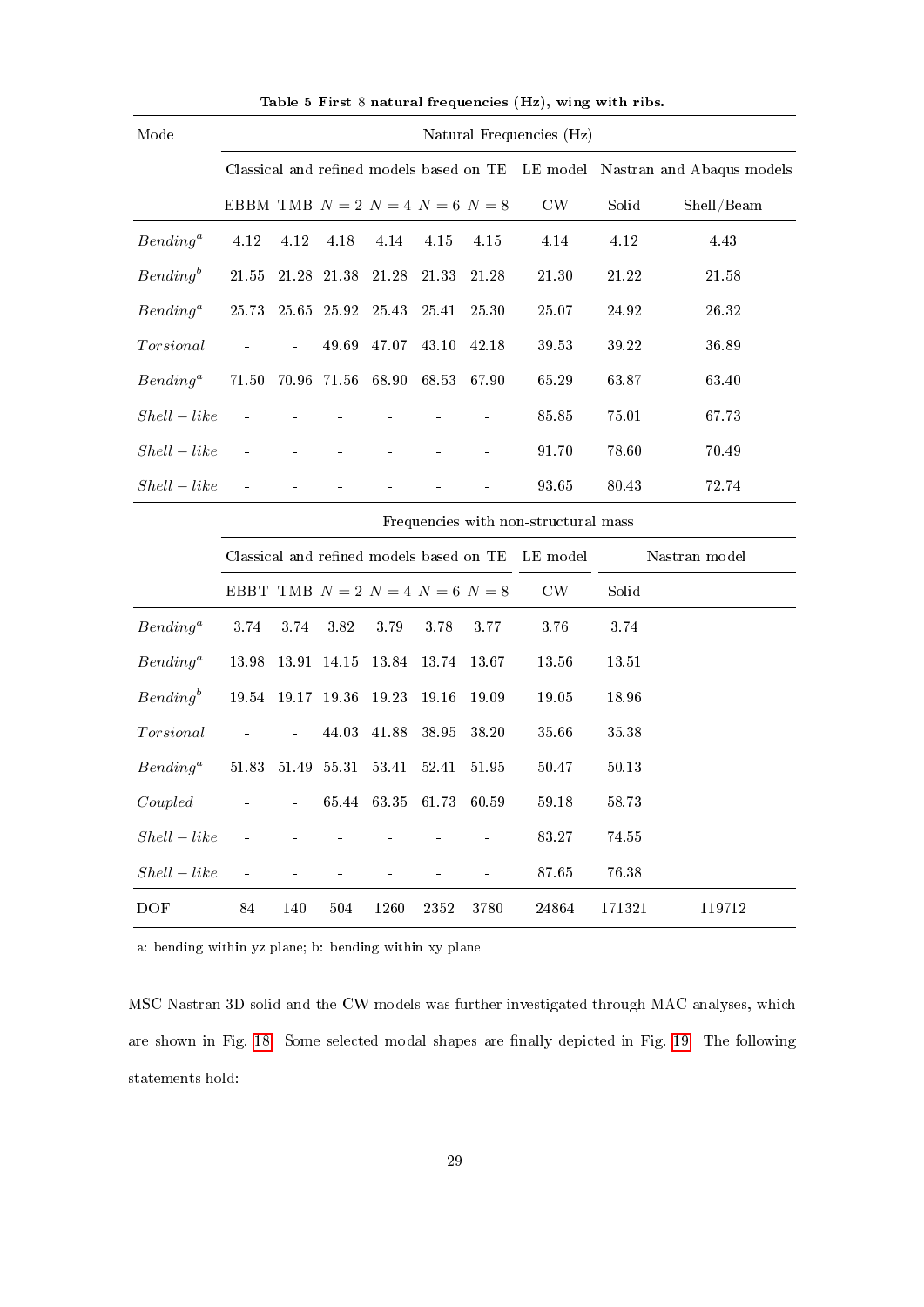**Table 5 First 8 natural frequencies (Hz), wing with ribs.**

| Mode | Natural Frequencies (Hz) | | | | | | | | |
|---|---|---|---|---|---|---|---|---|---|
| | Classical and refined models based on TE | | | | | | LE model | Nastran and Abaqus models | |
| | EBBM | TMB | $N=2$ | $N=4$ | $N=6$ | $N=8$ | CW | Solid | Shell/Beam |
| $Bending^a$ | 4.12 | 4.12 | 4.18 | 4.14 | 4.15 | 4.15 | 4.14 | 4.12 | 4.43 |
| $Bending^b$ | 21.55 | 21.28 | 21.38 | 21.28 | 21.33 | 21.28 | 21.30 | 21.22 | 21.58 |
| $Bending^a$ | 25.73 | 25.65 | 25.92 | 25.43 | 25.41 | 25.30 | 25.07 | 24.92 | 26.32 |
| $Torsional$ | - | - | 49.69 | 47.07 | 43.10 | 42.18 | 39.53 | 39.22 | 36.89 |
| $Bending^a$ | 71.50 | 70.96 | 71.56 | 68.90 | 68.53 | 67.90 | 65.29 | 63.87 | 63.40 |
| $Shell-like$ | - | - | - | - | - | - | 85.85 | 75.01 | 67.73 |
| $Shell-like$ | - | - | - | - | - | - | 91.70 | 78.60 | 70.49 |
| $Shell-like$ | - | - | - | - | - | - | 93.65 | 80.43 | 72.74 |
| | Frequencies with non-structural mass | | | | | | | | |
| | Classical and refined models based on TE | | | | | | LE model | Nastran model | |
| | EBBT | TMB | $N=2$ | $N=4$ | $N=6$ | $N=8$ | CW | Solid | |
| $Bending^a$ | 3.74 | 3.74 | 3.82 | 3.79 | 3.78 | 3.77 | 3.76 | 3.74 | |
| $Bending^a$ | 13.98 | 13.91 | 14.15 | 13.84 | 13.74 | 13.67 | 13.56 | 13.51 | |
| $Bending^b$ | 19.54 | 19.17 | 19.36 | 19.23 | 19.16 | 19.09 | 19.05 | 18.96 | |
| $Torsional$ | - | - | 44.03 | 41.88 | 38.95 | 38.20 | 35.66 | 35.38 | |
| $Bending^a$ | 51.83 | 51.49 | 55.31 | 53.41 | 52.41 | 51.95 | 50.47 | 50.13 | |
| $Coupled$ | - | - | 65.44 | 63.35 | 61.73 | 60.59 | 59.18 | 58.73 | |
| $Shell-like$ | - | - | - | - | - | - | 83.27 | 74.55 | |
| $Shell-like$ | - | - | - | - | - | - | 87.65 | 76.38 | |
| DOF | 84 | 140 | 504 | 1260 | 2352 | 3780 | 24864 | 171321 | 119712 |

a: bending within yz plane; b: bending within xy plane

MSC Nastran 3D solid and the CW models was further investigated through MAC analyses, which are shown in Fig. 18. Some selected modal shapes are finally depicted in Fig. 19. The following statements hold: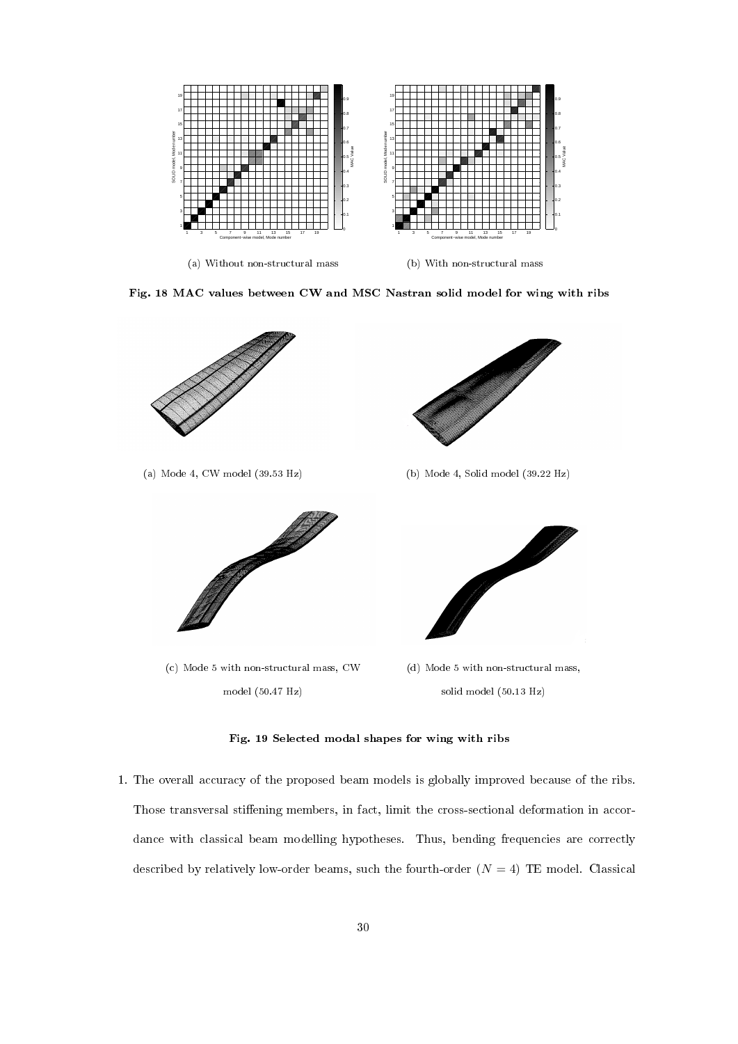(a) Without non-structural mass

(b) With non-structural mass

**Fig. 18 MAC values between CW and MSC Nastran solid model for wing with ribs**

(a) Mode 4, CW model (39.53 Hz)

(b) Mode 4, Solid model (39.22 Hz)

(c) Mode 5 with non-structural mass, CW model (50.47 Hz)

(d) Mode 5 with non-structural mass, solid model (50.13 Hz)

**Fig. 19 Selected modal shapes for wing with ribs**

1. The overall accuracy of the proposed beam models is globally improved because of the ribs. Those transversal stiffening members, in fact, limit the cross-sectional deformation in accordance with classical beam modelling hypotheses. Thus, bending frequencies are correctly described by relatively low-order beams, such the fourth-order ($N = 4$) TE model. Classical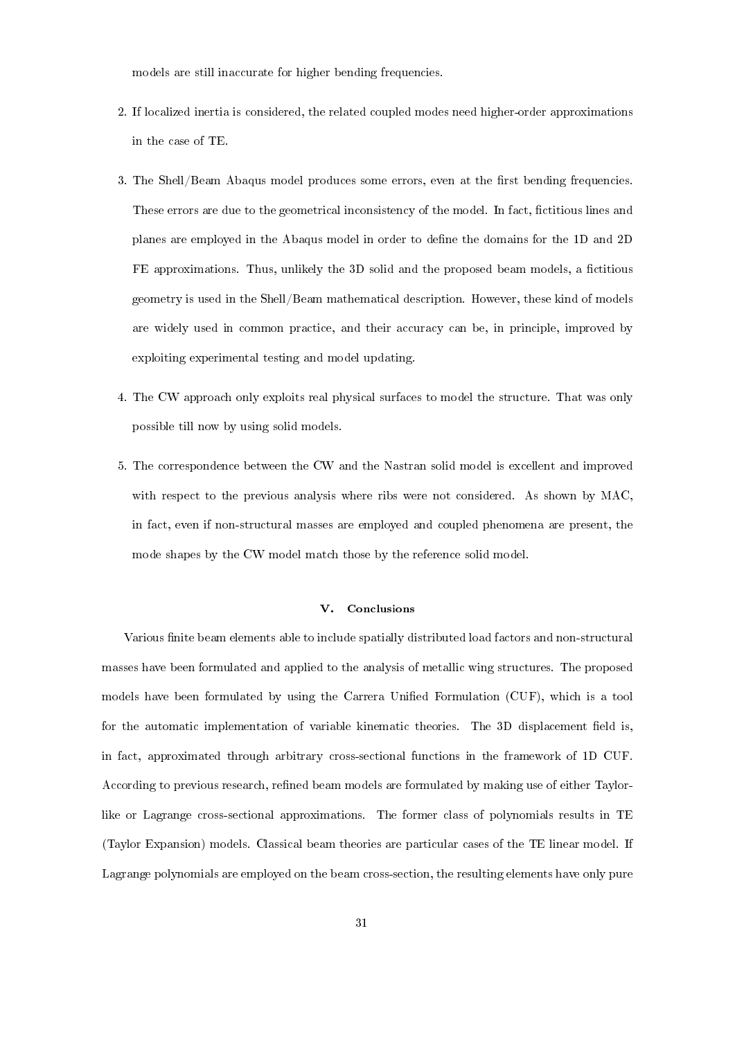models are still inaccurate for higher bending frequencies.

2. If localized inertia is considered, the related coupled modes need higher-order approximations in the case of TE.

3. The Shell/Beam Abaqus model produces some errors, even at the first bending frequencies. These errors are due to the geometrical inconsistency of the model. In fact, fictitious lines and planes are employed in the Abaqus model in order to define the domains for the 1D and 2D FE approximations. Thus, unlikely the 3D solid and the proposed beam models, a fictitious geometry is used in the Shell/Beam mathematical description. However, these kind of models are widely used in common practice, and their accuracy can be, in principle, improved by exploiting experimental testing and model updating.

4. The CW approach only exploits real physical surfaces to model the structure. That was only possible till now by using solid models.

5. The correspondence between the CW and the Nastran solid model is excellent and improved with respect to the previous analysis where ribs were not considered. As shown by MAC, in fact, even if non-structural masses are employed and coupled phenomena are present, the mode shapes by the CW model match those by the reference solid model.

## V. Conclusions

Various finite beam elements able to include spatially distributed load factors and non-structural masses have been formulated and applied to the analysis of metallic wing structures. The proposed models have been formulated by using the Carrera Unified Formulation (CUF), which is a tool for the automatic implementation of variable kinematic theories. The 3D displacement field is, in fact, approximated through arbitrary cross-sectional functions in the framework of 1D CUF. According to previous research, refined beam models are formulated by making use of either Taylor-like or Lagrange cross-sectional approximations. The former class of polynomials results in TE (Taylor Expansion) models. Classical beam theories are particular cases of the TE linear model. If Lagrange polynomials are employed on the beam cross-section, the resulting elements have only pure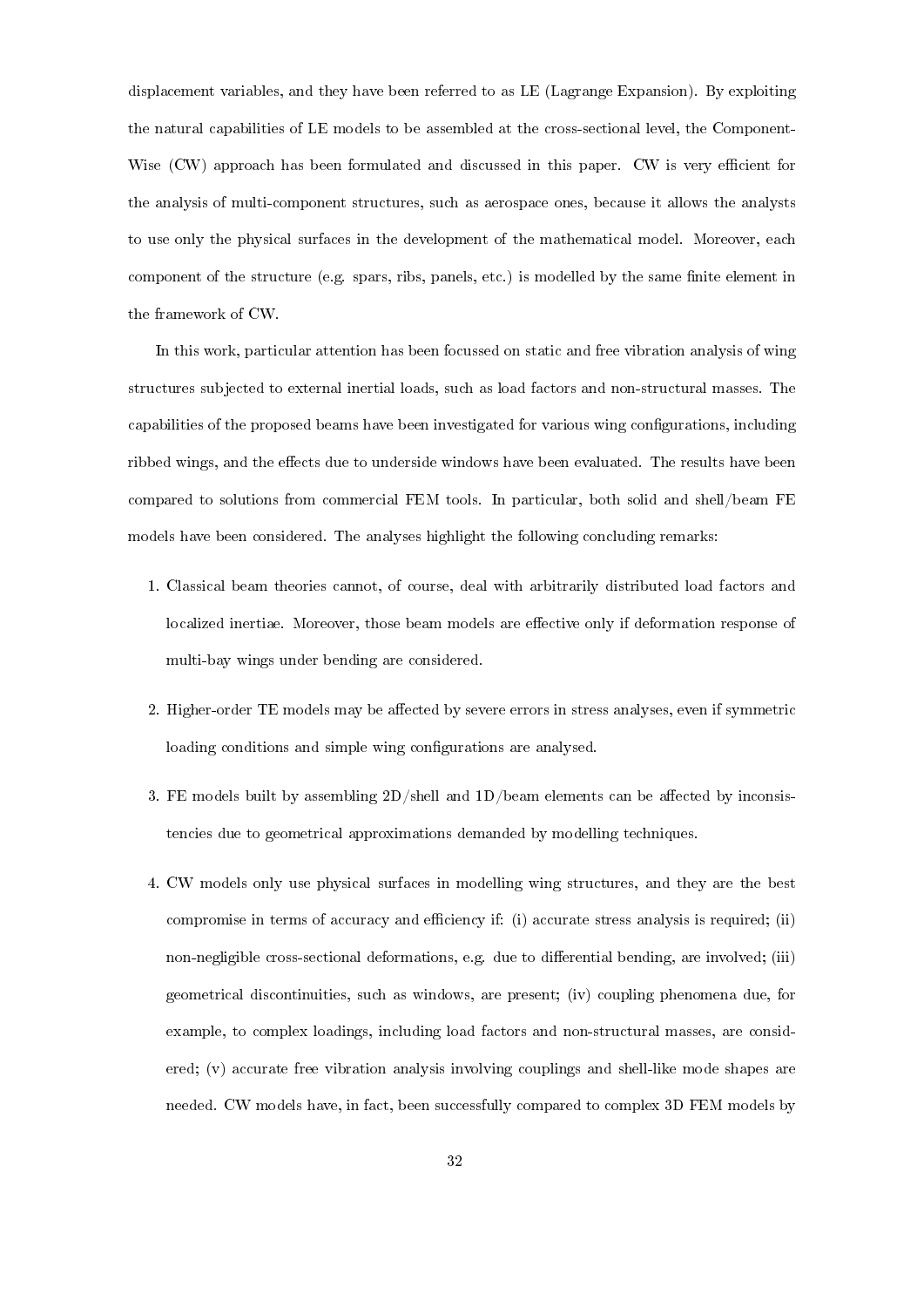displacement variables, and they have been referred to as LE (Lagrange Expansion). By exploiting the natural capabilities of LE models to be assembled at the cross-sectional level, the Component-Wise (CW) approach has been formulated and discussed in this paper. CW is very efficient for the analysis of multi-component structures, such as aerospace ones, because it allows the analysts to use only the physical surfaces in the development of the mathematical model. Moreover, each component of the structure (e.g. spars, ribs, panels, etc.) is modelled by the same finite element in the framework of CW.

In this work, particular attention has been focussed on static and free vibration analysis of wing structures subjected to external inertial loads, such as load factors and non-structural masses. The capabilities of the proposed beams have been investigated for various wing configurations, including ribbed wings, and the effects due to underside windows have been evaluated. The results have been compared to solutions from commercial FEM tools. In particular, both solid and shell/beam FE models have been considered. The analyses highlight the following concluding remarks:

1. Classical beam theories cannot, of course, deal with arbitrarily distributed load factors and localized inertiae. Moreover, those beam models are effective only if deformation response of multi-bay wings under bending are considered.

2. Higher-order TE models may be affected by severe errors in stress analyses, even if symmetric loading conditions and simple wing configurations are analysed.

3. FE models built by assembling 2D/shell and 1D/beam elements can be affected by inconsistencies due to geometrical approximations demanded by modelling techniques.

4. CW models only use physical surfaces in modelling wing structures, and they are the best compromise in terms of accuracy and efficiency if: (i) accurate stress analysis is required; (ii) non-negligible cross-sectional deformations, e.g. due to differential bending, are involved; (iii) geometrical discontinuities, such as windows, are present; (iv) coupling phenomena due, for example, to complex loadings, including load factors and non-structural masses, are considered; (v) accurate free vibration analysis involving couplings and shell-like mode shapes are needed. CW models have, in fact, been successfully compared to complex 3D FEM models by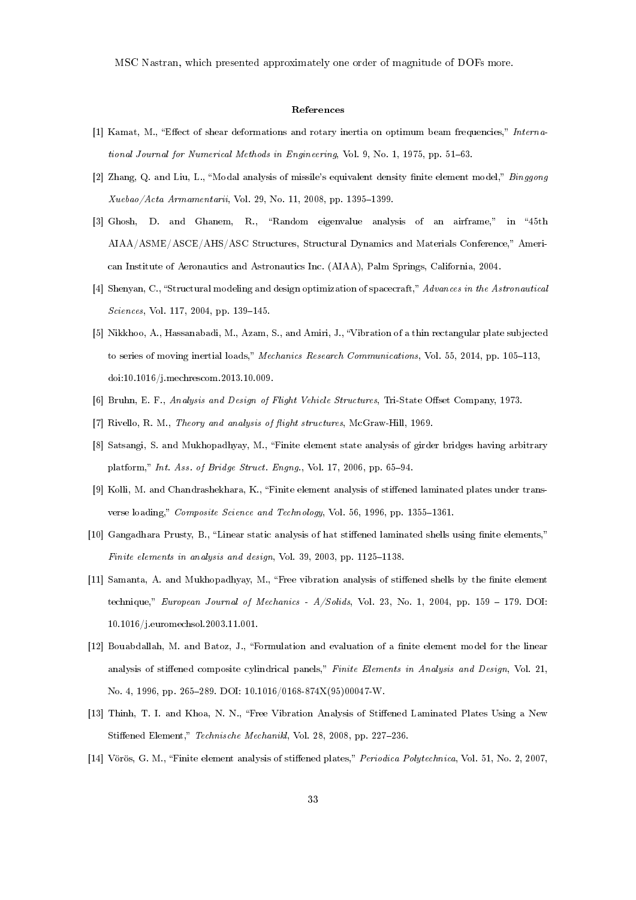MSC Nastran, which presented approximately one order of magnitude of DOFs more.

## References

[1] Kamat, M., "Effect of shear deformations and rotary inertia on optimum beam frequencies," *International Journal for Numerical Methods in Engineering*, Vol. 9, No. 1, 1975, pp. 51–63.

[2] Zhang, Q. and Liu, L., "Modal analysis of missile's equivalent density finite element model," *Binggong Xuebao/Acta Armamentarii*, Vol. 29, No. 11, 2008, pp. 1395–1399.

[3] Ghosh, D. and Ghanem, R., "Random eigenvalue analysis of an airframe," in "45th AIAA/ASME/ASCE/AHS/ASC Structures, Structural Dynamics and Materials Conference," American Institute of Aeronautics and Astronautics Inc. (AIAA), Palm Springs, California, 2004.

[4] Shenyan, C., "Structural modeling and design optimization of spacecraft," *Advances in the Astronautical Sciences*, Vol. 117, 2004, pp. 139–145.

[5] Nikkhoo, A., Hassanabadi, M., Azam, S., and Amiri, J., "Vibration of a thin rectangular plate subjected to series of moving inertial loads," *Mechanics Research Communications*, Vol. 55, 2014, pp. 105–113, doi:10.1016/j.mechrescom.2013.10.009.

[6] Bruhn, E. F., *Analysis and Design of Flight Vehicle Structures*, Tri-State Offset Company, 1973.

[7] Rivello, R. M., *Theory and analysis of flight structures*, McGraw-Hill, 1969.

[8] Satsangi, S. and Mukhopadhyay, M., "Finite element state analysis of girder bridges having arbitrary platform," *Int. Ass. of Bridge Struct. Engng.*, Vol. 17, 2006, pp. 65–94.

[9] Kolli, M. and Chandrashekhara, K., "Finite element analysis of stiffened laminated plates under transverse loading," *Composite Science and Technology*, Vol. 56, 1996, pp. 1355–1361.

[10] Gangadhara Prusty, B., "Linear static analysis of hat stiffened laminated shells using finite elements," *Finite elements in analysis and design*, Vol. 39, 2003, pp. 1125–1138.

[11] Samanta, A. and Mukhopadhyay, M., "Free vibration analysis of stiffened shells by the finite element technique," *European Journal of Mechanics - A/Solids*, Vol. 23, No. 1, 2004, pp. 159 – 179. DOI: 10.1016/j.euromechsol.2003.11.001.

[12] Bouabdallah, M. and Batoz, J., "Formulation and evaluation of a finite element model for the linear analysis of stiffened composite cylindrical panels," *Finite Elements in Analysis and Design*, Vol. 21, No. 4, 1996, pp. 265–289. DOI: 10.1016/0168-874X(95)00047-W.

[13] Thinh, T. I. and Khoa, N. N., "Free Vibration Analysis of Stiffened Laminated Plates Using a New Stiffened Element," *Technische Mechanikl*, Vol. 28, 2008, pp. 227–236.

[14] Vörös, G. M., "Finite element analysis of stiffened plates," *Periodica Polytechnica*, Vol. 51, No. 2, 2007,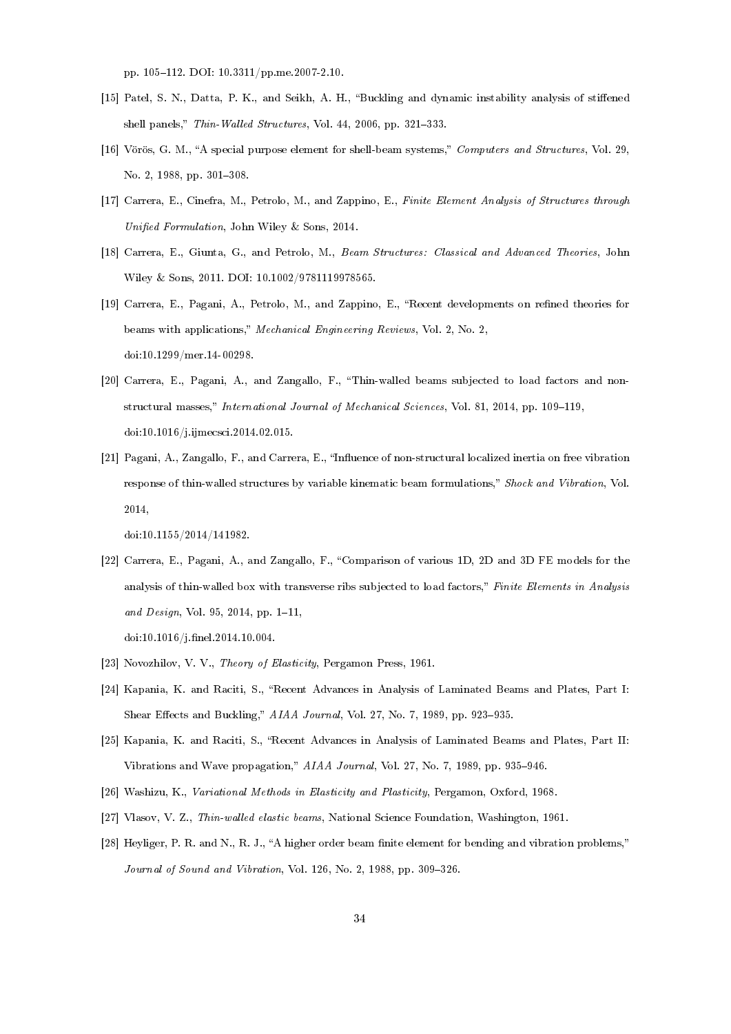pp. 105–112. DOI: 10.3311/pp.me.2007-2.10.

[15] Patel, S. N., Datta, P. K., and Seikh, A. H., "Buckling and dynamic instability analysis of stiffened shell panels," *Thin-Walled Structures*, Vol. 44, 2006, pp. 321–333.

[16] Vörös, G. M., "A special purpose element for shell-beam systems," *Computers and Structures*, Vol. 29, No. 2, 1988, pp. 301–308.

[17] Carrera, E., Cinefra, M., Petrolo, M., and Zappino, E., *Finite Element Analysis of Structures through Unified Formulation*, John Wiley & Sons, 2014.

[18] Carrera, E., Giunta, G., and Petrolo, M., *Beam Structures: Classical and Advanced Theories*, John Wiley & Sons, 2011. DOI: 10.1002/9781119978565.

[19] Carrera, E., Pagani, A., Petrolo, M., and Zappino, E., "Recent developments on refined theories for beams with applications," *Mechanical Engineering Reviews*, Vol. 2, No. 2, doi:10.1299/mer.14-00298.

[20] Carrera, E., Pagani, A., and Zangallo, F., "Thin-walled beams subjected to load factors and non-structural masses," *International Journal of Mechanical Sciences*, Vol. 81, 2014, pp. 109–119, doi:10.1016/j.ijmecsci.2014.02.015.

[21] Pagani, A., Zangallo, F., and Carrera, E., "Influence of non-structural localized inertia on free vibration response of thin-walled structures by variable kinematic beam formulations," *Shock and Vibration*, Vol. 2014,

doi:10.1155/2014/141982.

[22] Carrera, E., Pagani, A., and Zangallo, F., "Comparison of various 1D, 2D and 3D FE models for the analysis of thin-walled box with transverse ribs subjected to load factors," *Finite Elements in Analysis and Design*, Vol. 95, 2014, pp. 1–11,

doi:10.1016/j.finel.2014.10.004.

[23] Novozhilov, V. V., *Theory of Elasticity*, Pergamon Press, 1961.

[24] Kapania, K. and Raciti, S., "Recent Advances in Analysis of Laminated Beams and Plates, Part I: Shear Effects and Buckling," *AIAA Journal*, Vol. 27, No. 7, 1989, pp. 923–935.

[25] Kapania, K. and Raciti, S., "Recent Advances in Analysis of Laminated Beams and Plates, Part II: Vibrations and Wave propagation," *AIAA Journal*, Vol. 27, No. 7, 1989, pp. 935–946.

[26] Washizu, K., *Variational Methods in Elasticity and Plasticity*, Pergamon, Oxford, 1968.

[27] Vlasov, V. Z., *Thin-walled elastic beams*, National Science Foundation, Washington, 1961.

[28] Heyliger, P. R. and N., R. J., "A higher order beam finite element for bending and vibration problems," *Journal of Sound and Vibration*, Vol. 126, No. 2, 1988, pp. 309–326.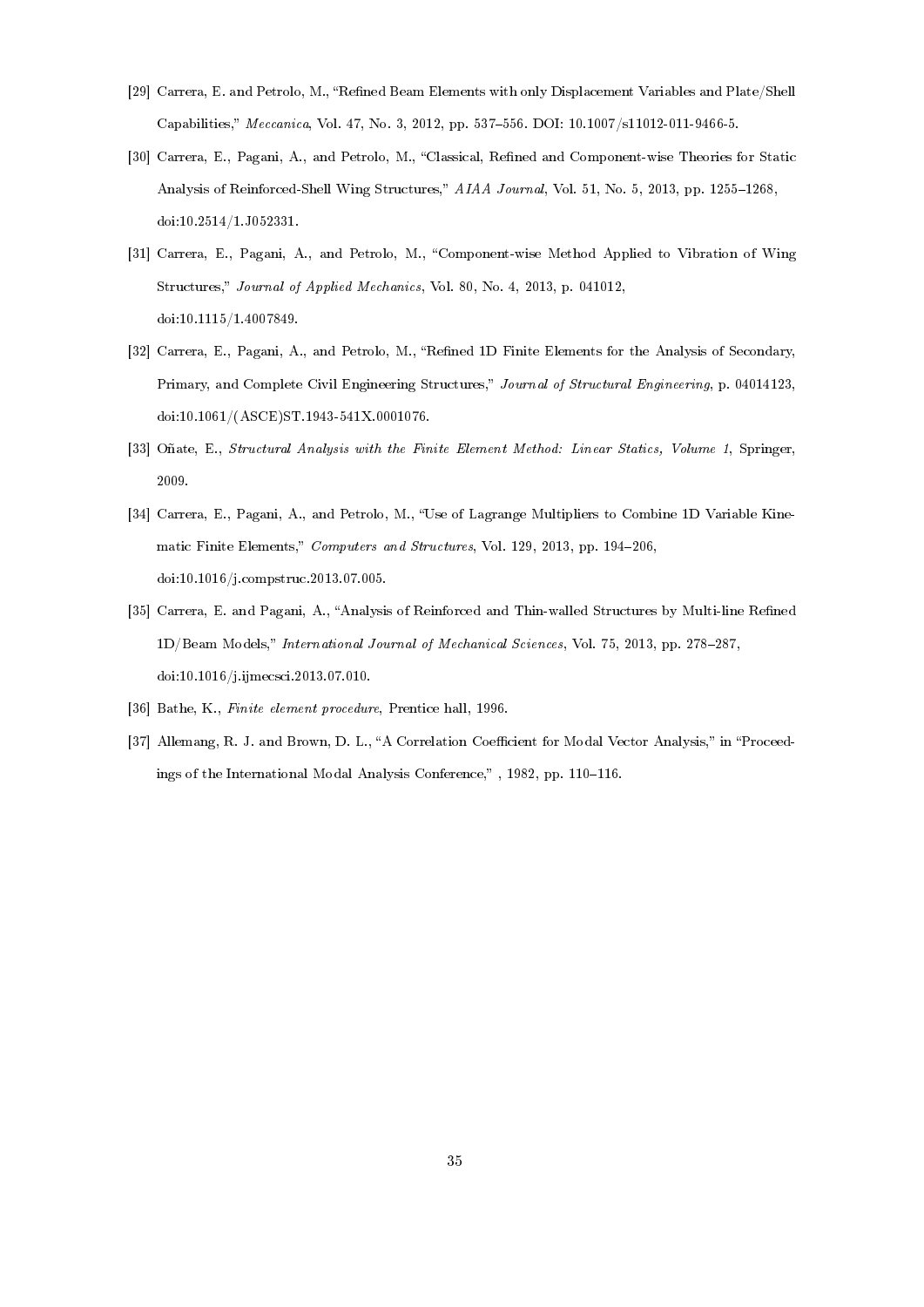[29] Carrera, E. and Petrolo, M., "Refined Beam Elements with only Displacement Variables and Plate/Shell Capabilities," *Meccanica*, Vol. 47, No. 3, 2012, pp. 537–556. DOI: 10.1007/s11012-011-9466-5.

[30] Carrera, E., Pagani, A., and Petrolo, M., "Classical, Refined and Component-wise Theories for Static Analysis of Reinforced-Shell Wing Structures," *AIAA Journal*, Vol. 51, No. 5, 2013, pp. 1255–1268, doi:10.2514/1.J052331.

[31] Carrera, E., Pagani, A., and Petrolo, M., "Component-wise Method Applied to Vibration of Wing Structures," *Journal of Applied Mechanics*, Vol. 80, No. 4, 2013, p. 041012, doi:10.1115/1.4007849.

[32] Carrera, E., Pagani, A., and Petrolo, M., "Refined 1D Finite Elements for the Analysis of Secondary, Primary, and Complete Civil Engineering Structures," *Journal of Structural Engineering*, p. 04014123, doi:10.1061/(ASCE)ST.1943-541X.0001076.

[33] Oñate, E., *Structural Analysis with the Finite Element Method: Linear Statics, Volume 1*, Springer, 2009.

[34] Carrera, E., Pagani, A., and Petrolo, M., "Use of Lagrange Multipliers to Combine 1D Variable Kinematic Finite Elements," *Computers and Structures*, Vol. 129, 2013, pp. 194–206, doi:10.1016/j.compstruc.2013.07.005.

[35] Carrera, E. and Pagani, A., "Analysis of Reinforced and Thin-walled Structures by Multi-line Refined 1D/Beam Models," *International Journal of Mechanical Sciences*, Vol. 75, 2013, pp. 278–287, doi:10.1016/j.ijmecsci.2013.07.010.

[36] Bathe, K., *Finite element procedure*, Prentice hall, 1996.

[37] Allemang, R. J. and Brown, D. L., "A Correlation Coefficient for Modal Vector Analysis," in "Proceedings of the International Modal Analysis Conference," , 1982, pp. 110–116.